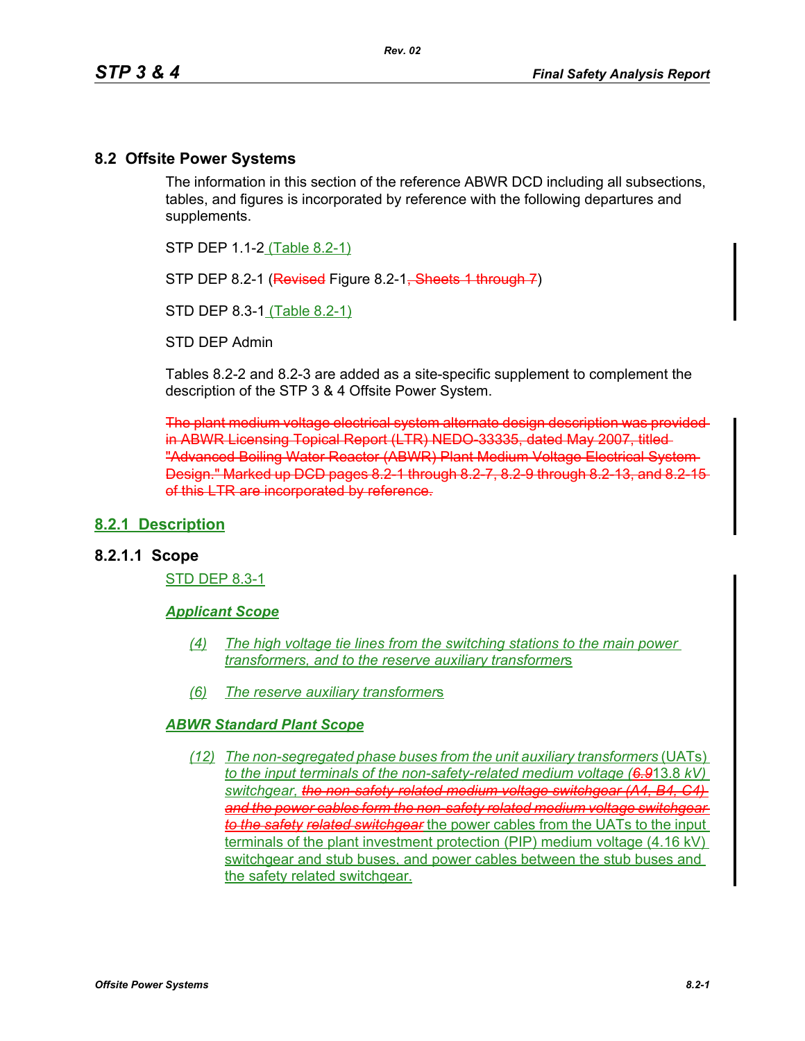## 8.2 Offsite Power Systems

The information in this section of the reference ABWR DCD including all subsections, tables, and figures is incorporated by reference with the following departures and supplements.

STP DEP 1.1-2 (Table 8.2-1)

STP DEP 8.2-1 (~~Revised~~ Figure 8.2-1~~, Sheets 1 through 7~~)

STD DEP 8.3-1 (Table 8.2-1)

STD DEP Admin

Tables 8.2-2 and 8.2-3 are added as a site-specific supplement to complement the description of the STP 3 & 4 Offsite Power System.

~~The plant medium voltage electrical system alternate design description was provided in ABWR Licensing Topical Report (LTR) NEDO-33335, dated May 2007, titled "Advanced Boiling Water Reactor (ABWR) Plant Medium Voltage Electrical System Design." Marked up DCD pages 8.2-1 through 8.2-7, 8.2-9 through 8.2-13, and 8.2-15 of this LTR are incorporated by reference.~~

## 8.2.1 Description

### 8.2.1.1 Scope

STD DEP 8.3-1

***Applicant Scope***

*(4)* *The high voltage tie lines from the switching stations to the main power transformers, and to the reserve auxiliary transformers*

*(6)* *The reserve auxiliary transformers*

***ABWR Standard Plant Scope***

*(12)* *The non-segregated phase buses from the unit auxiliary transformers* (UATs) *to the input terminals of the non-safety-related medium voltage (~~6.9~~13.8 kV) switchgear, ~~the non-safety-related medium voltage switchgear (A4, B4, C4) and the power cables form the non-safety related medium voltage switchgear to the safety related switchgear~~* the power cables from the UATs to the input terminals of the plant investment protection (PIP) medium voltage (4.16 kV) switchgear and stub buses, and power cables between the stub buses and the safety related switchgear.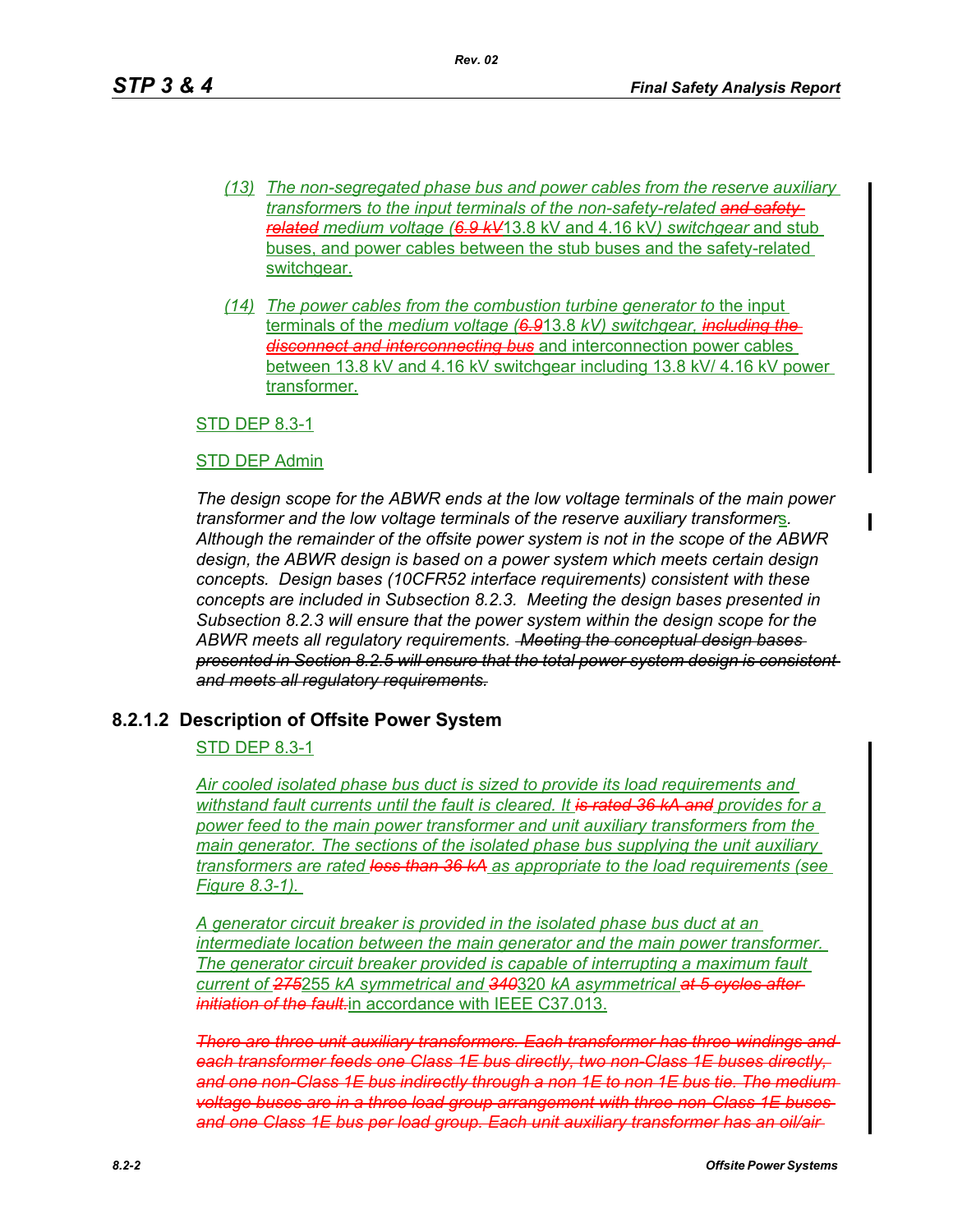(13) *The non-segregated phase bus and power cables from the reserve auxiliary transformers to the input terminals of the non-safety-related* ~~*and safety-related*~~ *medium voltage (*~~*6.9 kV*~~13.8 kV and 4.16 kV*) switchgear* and stub buses, and power cables between the stub buses and the safety-related switchgear.

(14) *The power cables from the combustion turbine generator to* the input terminals of the *medium voltage (*~~*6.9*~~13.8 *kV) switchgear,* ~~*including the disconnect and interconnecting bus*~~ and interconnection power cables between 13.8 kV and 4.16 kV switchgear including 13.8 kV/ 4.16 kV power transformer.

STD DEP 8.3-1

STD DEP Admin

*The design scope for the ABWR ends at the low voltage terminals of the main power transformer and the low voltage terminals of the reserve auxiliary transformers. Although the remainder of the offsite power system is not in the scope of the ABWR design, the ABWR design is based on a power system which meets certain design concepts. Design bases (10CFR52 interface requirements) consistent with these concepts are included in Subsection 8.2.3. Meeting the design bases presented in Subsection 8.2.3 will ensure that the power system within the design scope for the ABWR meets all regulatory requirements.* ~~*Meeting the conceptual design bases presented in Section 8.2.5 will ensure that the total power system design is consistent and meets all regulatory requirements.*~~

## 8.2.1.2 Description of Offsite Power System

STD DEP 8.3-1

*Air cooled isolated phase bus duct is sized to provide its load requirements and withstand fault currents until the fault is cleared. It* ~~*is rated 36 kA and*~~ *provides for a power feed to the main power transformer and unit auxiliary transformers from the main generator. The sections of the isolated phase bus supplying the unit auxiliary transformers are rated* ~~*less than 36 kA*~~ *as appropriate to the load requirements (see Figure 8.3-1).*

*A generator circuit breaker is provided in the isolated phase bus duct at an intermediate location between the main generator and the main power transformer. The generator circuit breaker provided is capable of interrupting a maximum fault current of* ~~*275*~~255 *kA symmetrical and* ~~*340*~~320 *kA asymmetrical* ~~*at 5 cycles after initiation of the fault.*~~in accordance with IEEE C37.013.

~~*There are three unit auxiliary transformers. Each transformer has three windings and each transformer feeds one Class 1E bus directly, two non-Class 1E buses directly, and one non-Class 1E bus indirectly through a non 1E to non 1E bus tie. The medium voltage buses are in a three load group arrangement with three non-Class 1E buses and one Class 1E bus per load group. Each unit auxiliary transformer has an oil/air*~~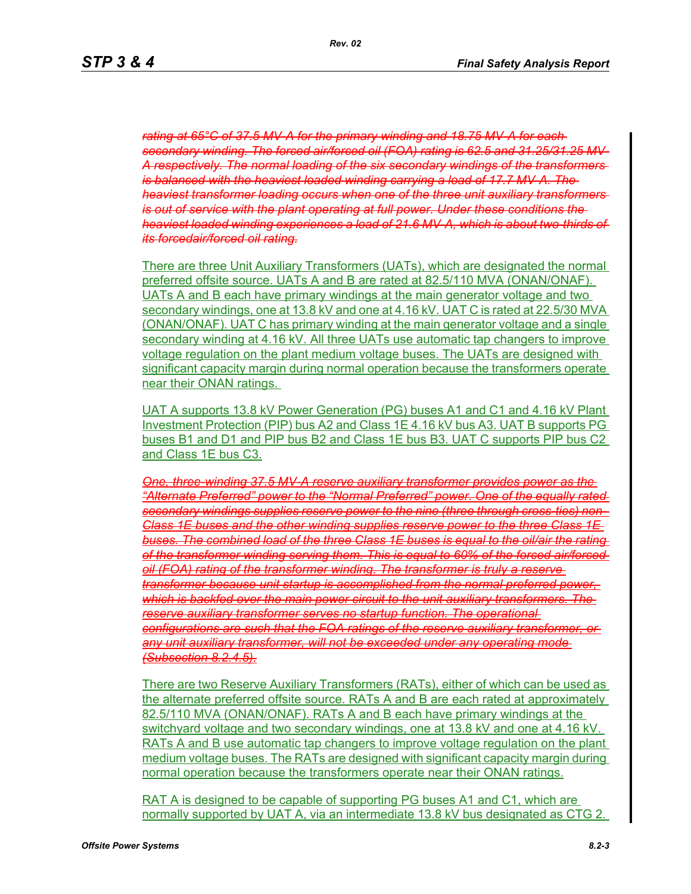~~*rating at 65°C of 37.5 MV-A for the primary winding and 18.75 MV-A for each secondary winding. The forced air/forced oil (FOA) rating is 62.5 and 31.25/31.25 MV-A respectively. The normal loading of the six secondary windings of the transformers is balanced with the heaviest loaded winding carrying a load of 17.7 MV-A. The heaviest transformer loading occurs when one of the three unit auxiliary transformers is out of service with the plant operating at full power. Under these conditions the heaviest loaded winding experiences a load of 21.6 MV-A, which is about two-thirds of its forcedair/forced oil rating.*~~

There are three Unit Auxiliary Transformers (UATs), which are designated the normal preferred offsite source. UATs A and B are rated at 82.5/110 MVA (ONAN/ONAF). UATs A and B each have primary windings at the main generator voltage and two secondary windings, one at 13.8 kV and one at 4.16 kV. UAT C is rated at 22.5/30 MVA (ONAN/ONAF). UAT C has primary winding at the main generator voltage and a single secondary winding at 4.16 kV. All three UATs use automatic tap changers to improve voltage regulation on the plant medium voltage buses. The UATs are designed with significant capacity margin during normal operation because the transformers operate near their ONAN ratings.

UAT A supports 13.8 kV Power Generation (PG) buses A1 and C1 and 4.16 kV Plant Investment Protection (PIP) bus A2 and Class 1E 4.16 kV bus A3. UAT B supports PG buses B1 and D1 and PIP bus B2 and Class 1E bus B3. UAT C supports PIP bus C2 and Class 1E bus C3.

~~*One, three-winding 37.5 MV-A reserve auxiliary transformer provides power as the "Alternate Preferred" power to the "Normal Preferred" power. One of the equally rated secondary windings supplies reserve power to the nine (three through cross-ties) non-Class 1E buses and the other winding supplies reserve power to the three Class 1E buses. The combined load of the three Class 1E buses is equal to the oil/air the rating of the transformer winding serving them. This is equal to 60% of the forced air/forced oil (FOA) rating of the transformer winding. The transformer is truly a reserve transformer because unit startup is accomplished from the normal preferred power, which is backfed over the main power circuit to the unit auxiliary transformers. The reserve auxiliary transformer serves no startup function. The operational configurations are such that the FOA ratings of the reserve auxiliary transformer, or any unit auxiliary transformer, will not be exceeded under any operating mode (Subsection 8.2.4.5).*~~

There are two Reserve Auxiliary Transformers (RATs), either of which can be used as the alternate preferred offsite source. RATs A and B are each rated at approximately 82.5/110 MVA (ONAN/ONAF). RATs A and B each have primary windings at the switchyard voltage and two secondary windings, one at 13.8 kV and one at 4.16 kV. RATs A and B use automatic tap changers to improve voltage regulation on the plant medium voltage buses. The RATs are designed with significant capacity margin during normal operation because the transformers operate near their ONAN ratings.

RAT A is designed to be capable of supporting PG buses A1 and C1, which are normally supported by UAT A, via an intermediate 13.8 kV bus designated as CTG 2.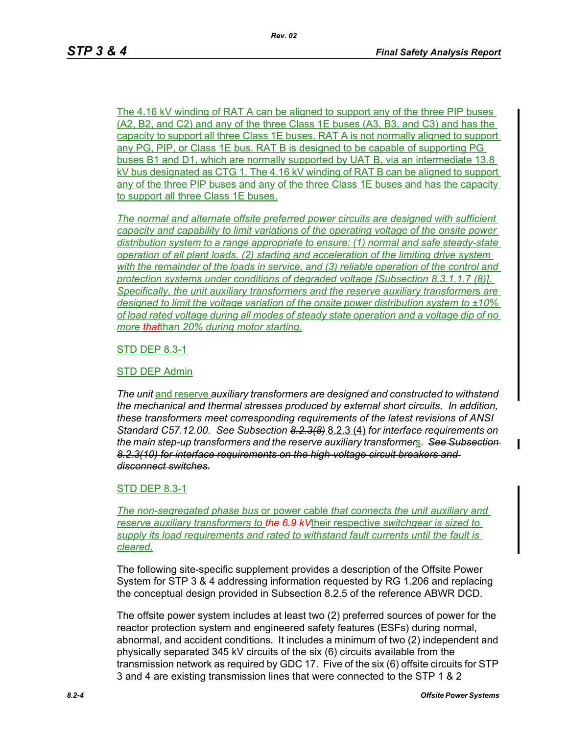The 4.16 kV winding of RAT A can be aligned to support any of the three PIP buses (A2, B2, and C2) and any of the three Class 1E buses (A3, B3, and C3) and has the capacity to support all three Class 1E buses. RAT A is not normally aligned to support any PG, PIP, or Class 1E bus. RAT B is designed to be capable of supporting PG buses B1 and D1, which are normally supported by UAT B, via an intermediate 13.8 kV bus designated as CTG 1. The 4.16 kV winding of RAT B can be aligned to support any of the three PIP buses and any of the three Class 1E buses and has the capacity to support all three Class 1E buses.

*The normal and alternate offsite preferred power circuits are designed with sufficient capacity and capability to limit variations of the operating voltage of the onsite power distribution system to a range appropriate to ensure: (1) normal and safe steady-state operation of all plant loads, (2) starting and acceleration of the limiting drive system with the remainder of the loads in service, and (3) reliable operation of the control and protection systems under conditions of degraded voltage [Subsection 8.3.1.1.7 (8)]. Specifically, the unit auxiliary transformers and the reserve auxiliary transformers are designed to limit the voltage variation of the onsite power distribution system to ±10% of load rated voltage during all modes of steady state operation and a voltage dip of no more ~~that~~*than *20% during motor starting.*

STD DEP 8.3-1

STD DEP Admin

*The unit* and reserve *auxiliary transformers are designed and constructed to withstand the mechanical and thermal stresses produced by external short circuits. In addition, these transformers meet corresponding requirements of the latest revisions of ANSI Standard C57.12.00. See Subsection ~~8.2.3(8)~~* 8.2.3 (4) *for interface requirements on the main step-up transformers and the reserve auxiliary transformer*s*. ~~See Subsection 8.2.3(10) for interface requirements on the high-voltage circuit breakers and disconnect switches.~~*

STD DEP 8.3-1

*The non-segregated phase bus* or power cable *that connects the unit auxiliary and reserve auxiliary transformers to ~~the 6.9 kV~~*their respective *switchgear is sized to supply its load requirements and rated to withstand fault currents until the fault is cleared.*

The following site-specific supplement provides a description of the Offsite Power System for STP 3 & 4 addressing information requested by RG 1.206 and replacing the conceptual design provided in Subsection 8.2.5 of the reference ABWR DCD.

The offsite power system includes at least two (2) preferred sources of power for the reactor protection system and engineered safety features (ESFs) during normal, abnormal, and accident conditions. It includes a minimum of two (2) independent and physically separated 345 kV circuits of the six (6) circuits available from the transmission network as required by GDC 17. Five of the six (6) offsite circuits for STP 3 and 4 are existing transmission lines that were connected to the STP 1 & 2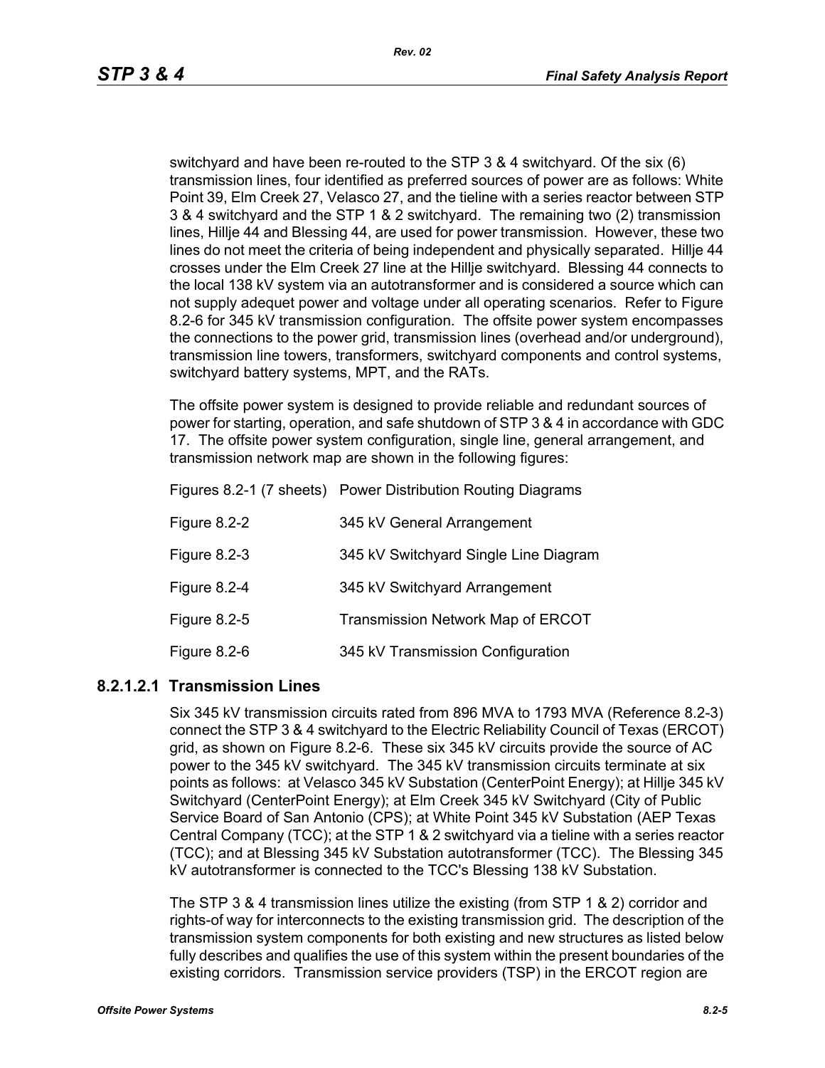switchyard and have been re-routed to the STP 3 & 4 switchyard. Of the six (6) transmission lines, four identified as preferred sources of power are as follows: White Point 39, Elm Creek 27, Velasco 27, and the tieline with a series reactor between STP 3 & 4 switchyard and the STP 1 & 2 switchyard. The remaining two (2) transmission lines, Hillje 44 and Blessing 44, are used for power transmission. However, these two lines do not meet the criteria of being independent and physically separated. Hillje 44 crosses under the Elm Creek 27 line at the Hillje switchyard. Blessing 44 connects to the local 138 kV system via an autotransformer and is considered a source which can not supply adequet power and voltage under all operating scenarios. Refer to Figure 8.2-6 for 345 kV transmission configuration. The offsite power system encompasses the connections to the power grid, transmission lines (overhead and/or underground), transmission line towers, transformers, switchyard components and control systems, switchyard battery systems, MPT, and the RATs.

The offsite power system is designed to provide reliable and redundant sources of power for starting, operation, and safe shutdown of STP 3 & 4 in accordance with GDC 17. The offsite power system configuration, single line, general arrangement, and transmission network map are shown in the following figures:

| | |
|---|---|
| Figures 8.2-1 (7 sheets) | Power Distribution Routing Diagrams |
| Figure 8.2-2 | 345 kV General Arrangement |
| Figure 8.2-3 | 345 kV Switchyard Single Line Diagram |
| Figure 8.2-4 | 345 kV Switchyard Arrangement |
| Figure 8.2-5 | Transmission Network Map of ERCOT |
| Figure 8.2-6 | 345 kV Transmission Configuration |

#### 8.2.1.2.1 Transmission Lines

Six 345 kV transmission circuits rated from 896 MVA to 1793 MVA (Reference 8.2-3) connect the STP 3 & 4 switchyard to the Electric Reliability Council of Texas (ERCOT) grid, as shown on Figure 8.2-6. These six 345 kV circuits provide the source of AC power to the 345 kV switchyard. The 345 kV transmission circuits terminate at six points as follows: at Velasco 345 kV Substation (CenterPoint Energy); at Hillje 345 kV Switchyard (CenterPoint Energy); at Elm Creek 345 kV Switchyard (City of Public Service Board of San Antonio (CPS); at White Point 345 kV Substation (AEP Texas Central Company (TCC); at the STP 1 & 2 switchyard via a tieline with a series reactor (TCC); and at Blessing 345 kV Substation autotransformer (TCC). The Blessing 345 kV autotransformer is connected to the TCC's Blessing 138 kV Substation.

The STP 3 & 4 transmission lines utilize the existing (from STP 1 & 2) corridor and rights-of way for interconnects to the existing transmission grid. The description of the transmission system components for both existing and new structures as listed below fully describes and qualifies the use of this system within the present boundaries of the existing corridors. Transmission service providers (TSP) in the ERCOT region are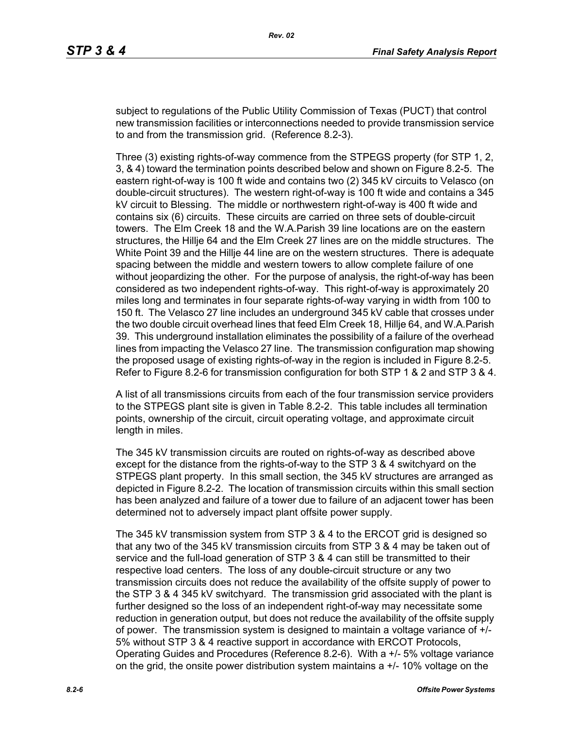subject to regulations of the Public Utility Commission of Texas (PUCT) that control new transmission facilities or interconnections needed to provide transmission service to and from the transmission grid. (Reference 8.2-3).

Three (3) existing rights-of-way commence from the STPEGS property (for STP 1, 2, 3, & 4) toward the termination points described below and shown on Figure 8.2-5. The eastern right-of-way is 100 ft wide and contains two (2) 345 kV circuits to Velasco (on double-circuit structures). The western right-of-way is 100 ft wide and contains a 345 kV circuit to Blessing. The middle or northwestern right-of-way is 400 ft wide and contains six (6) circuits. These circuits are carried on three sets of double-circuit towers. The Elm Creek 18 and the W.A.Parish 39 line locations are on the eastern structures, the Hillje 64 and the Elm Creek 27 lines are on the middle structures. The White Point 39 and the Hillje 44 line are on the western structures. There is adequate spacing between the middle and western towers to allow complete failure of one without jeopardizing the other. For the purpose of analysis, the right-of-way has been considered as two independent rights-of-way. This right-of-way is approximately 20 miles long and terminates in four separate rights-of-way varying in width from 100 to 150 ft. The Velasco 27 line includes an underground 345 kV cable that crosses under the two double circuit overhead lines that feed Elm Creek 18, Hillje 64, and W.A.Parish 39. This underground installation eliminates the possibility of a failure of the overhead lines from impacting the Velasco 27 line. The transmission configuration map showing the proposed usage of existing rights-of-way in the region is included in Figure 8.2-5. Refer to Figure 8.2-6 for transmission configuration for both STP 1 & 2 and STP 3 & 4.

A list of all transmissions circuits from each of the four transmission service providers to the STPEGS plant site is given in Table 8.2-2. This table includes all termination points, ownership of the circuit, circuit operating voltage, and approximate circuit length in miles.

The 345 kV transmission circuits are routed on rights-of-way as described above except for the distance from the rights-of-way to the STP 3 & 4 switchyard on the STPEGS plant property. In this small section, the 345 kV structures are arranged as depicted in Figure 8.2-2. The location of transmission circuits within this small section has been analyzed and failure of a tower due to failure of an adjacent tower has been determined not to adversely impact plant offsite power supply.

The 345 kV transmission system from STP 3 & 4 to the ERCOT grid is designed so that any two of the 345 kV transmission circuits from STP 3 & 4 may be taken out of service and the full-load generation of STP 3 & 4 can still be transmitted to their respective load centers. The loss of any double-circuit structure or any two transmission circuits does not reduce the availability of the offsite supply of power to the STP 3 & 4 345 kV switchyard. The transmission grid associated with the plant is further designed so the loss of an independent right-of-way may necessitate some reduction in generation output, but does not reduce the availability of the offsite supply of power. The transmission system is designed to maintain a voltage variance of +/- 5% without STP 3 & 4 reactive support in accordance with ERCOT Protocols, Operating Guides and Procedures (Reference 8.2-6). With a +/- 5% voltage variance on the grid, the onsite power distribution system maintains a +/- 10% voltage on the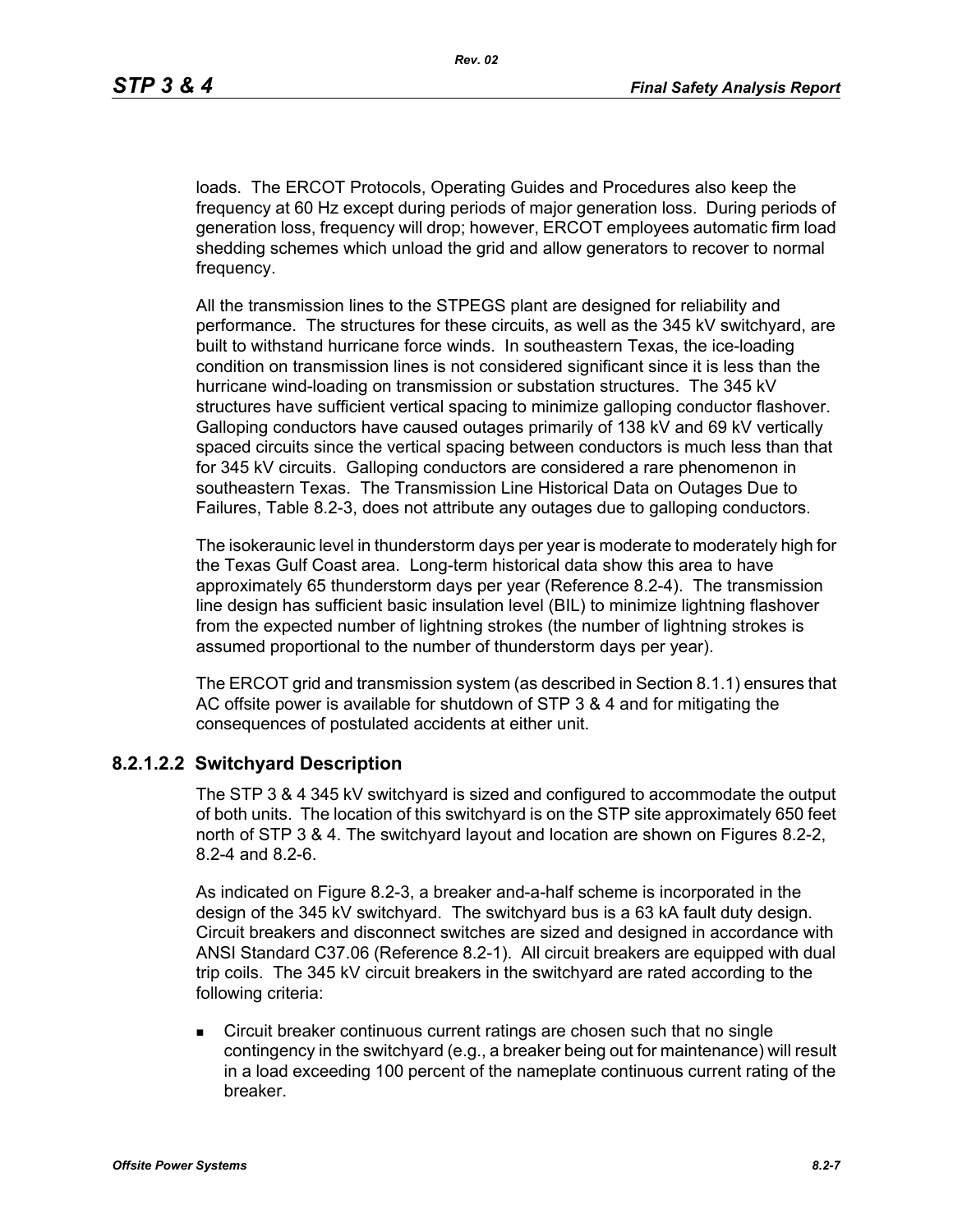loads. The ERCOT Protocols, Operating Guides and Procedures also keep the frequency at 60 Hz except during periods of major generation loss. During periods of generation loss, frequency will drop; however, ERCOT employees automatic firm load shedding schemes which unload the grid and allow generators to recover to normal frequency.

All the transmission lines to the STPEGS plant are designed for reliability and performance. The structures for these circuits, as well as the 345 kV switchyard, are built to withstand hurricane force winds. In southeastern Texas, the ice-loading condition on transmission lines is not considered significant since it is less than the hurricane wind-loading on transmission or substation structures. The 345 kV structures have sufficient vertical spacing to minimize galloping conductor flashover. Galloping conductors have caused outages primarily of 138 kV and 69 kV vertically spaced circuits since the vertical spacing between conductors is much less than that for 345 kV circuits. Galloping conductors are considered a rare phenomenon in southeastern Texas. The Transmission Line Historical Data on Outages Due to Failures, Table 8.2-3, does not attribute any outages due to galloping conductors.

The isokeraunic level in thunderstorm days per year is moderate to moderately high for the Texas Gulf Coast area. Long-term historical data show this area to have approximately 65 thunderstorm days per year (Reference 8.2-4). The transmission line design has sufficient basic insulation level (BIL) to minimize lightning flashover from the expected number of lightning strokes (the number of lightning strokes is assumed proportional to the number of thunderstorm days per year).

The ERCOT grid and transmission system (as described in Section 8.1.1) ensures that AC offsite power is available for shutdown of STP 3 & 4 and for mitigating the consequences of postulated accidents at either unit.

### 8.2.1.2.2 Switchyard Description

The STP 3 & 4 345 kV switchyard is sized and configured to accommodate the output of both units. The location of this switchyard is on the STP site approximately 650 feet north of STP 3 & 4. The switchyard layout and location are shown on Figures 8.2-2, 8.2-4 and 8.2-6.

As indicated on Figure 8.2-3, a breaker and-a-half scheme is incorporated in the design of the 345 kV switchyard. The switchyard bus is a 63 kA fault duty design. Circuit breakers and disconnect switches are sized and designed in accordance with ANSI Standard C37.06 (Reference 8.2-1). All circuit breakers are equipped with dual trip coils. The 345 kV circuit breakers in the switchyard are rated according to the following criteria:

- Circuit breaker continuous current ratings are chosen such that no single contingency in the switchyard (e.g., a breaker being out for maintenance) will result in a load exceeding 100 percent of the nameplate continuous current rating of the breaker.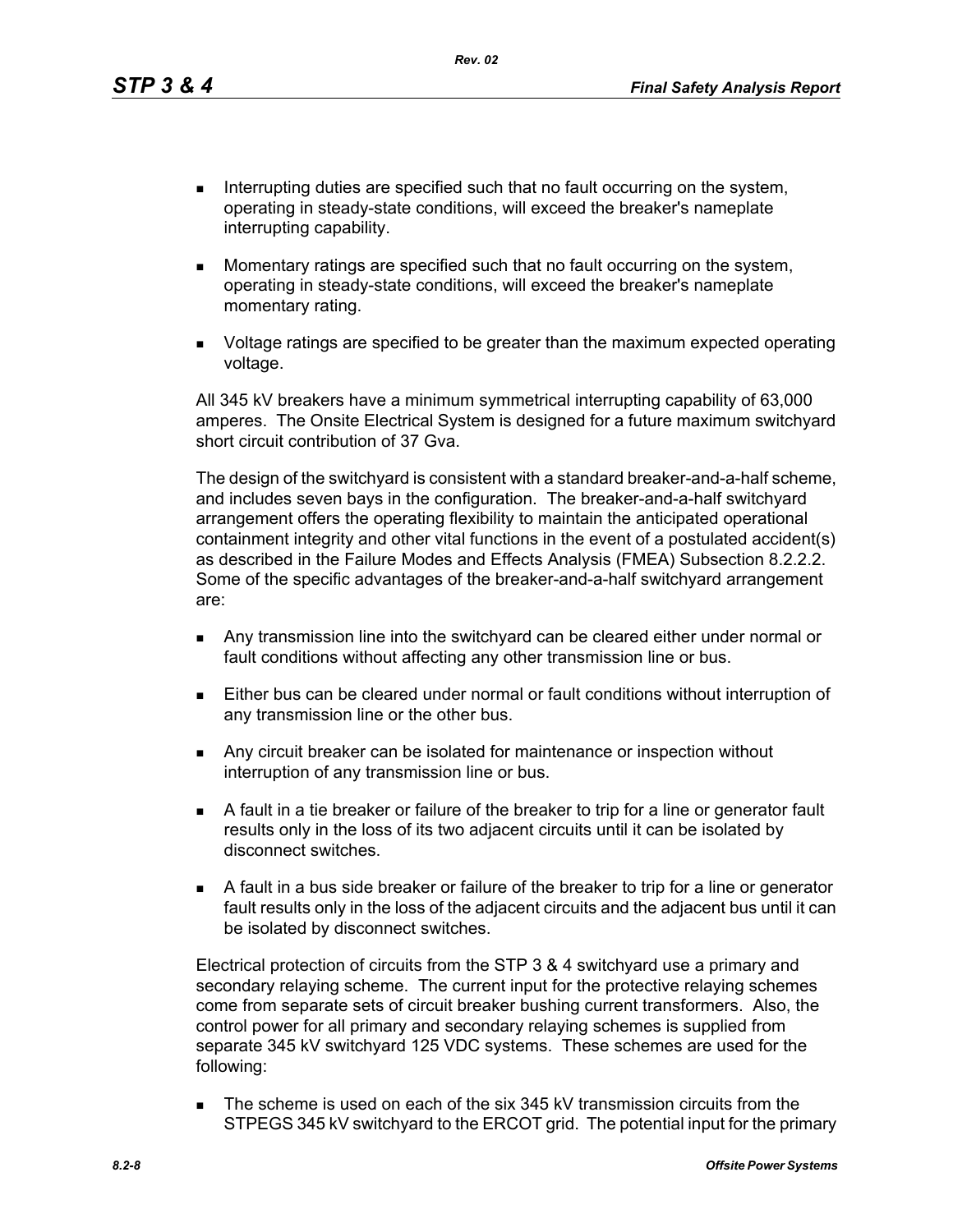- Interrupting duties are specified such that no fault occurring on the system, operating in steady-state conditions, will exceed the breaker's nameplate interrupting capability.
- Momentary ratings are specified such that no fault occurring on the system, operating in steady-state conditions, will exceed the breaker's nameplate momentary rating.
- Voltage ratings are specified to be greater than the maximum expected operating voltage.

All 345 kV breakers have a minimum symmetrical interrupting capability of 63,000 amperes. The Onsite Electrical System is designed for a future maximum switchyard short circuit contribution of 37 Gva.

The design of the switchyard is consistent with a standard breaker-and-a-half scheme, and includes seven bays in the configuration. The breaker-and-a-half switchyard arrangement offers the operating flexibility to maintain the anticipated operational containment integrity and other vital functions in the event of a postulated accident(s) as described in the Failure Modes and Effects Analysis (FMEA) Subsection 8.2.2.2. Some of the specific advantages of the breaker-and-a-half switchyard arrangement are:

- Any transmission line into the switchyard can be cleared either under normal or fault conditions without affecting any other transmission line or bus.
- Either bus can be cleared under normal or fault conditions without interruption of any transmission line or the other bus.
- Any circuit breaker can be isolated for maintenance or inspection without interruption of any transmission line or bus.
- A fault in a tie breaker or failure of the breaker to trip for a line or generator fault results only in the loss of its two adjacent circuits until it can be isolated by disconnect switches.
- A fault in a bus side breaker or failure of the breaker to trip for a line or generator fault results only in the loss of the adjacent circuits and the adjacent bus until it can be isolated by disconnect switches.

Electrical protection of circuits from the STP 3 & 4 switchyard use a primary and secondary relaying scheme. The current input for the protective relaying schemes come from separate sets of circuit breaker bushing current transformers. Also, the control power for all primary and secondary relaying schemes is supplied from separate 345 kV switchyard 125 VDC systems. These schemes are used for the following:

- The scheme is used on each of the six 345 kV transmission circuits from the STPEGS 345 kV switchyard to the ERCOT grid. The potential input for the primary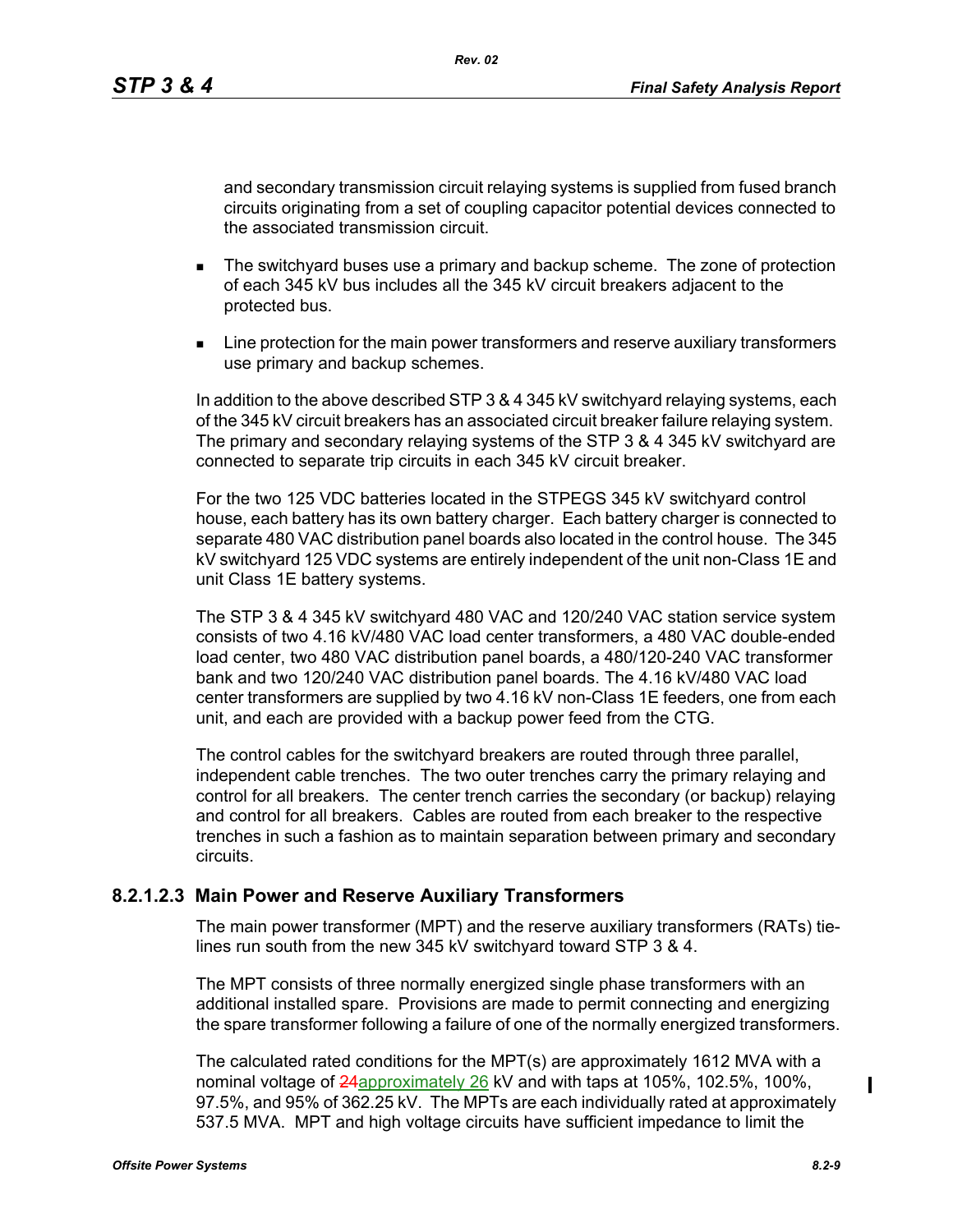and secondary transmission circuit relaying systems is supplied from fused branch circuits originating from a set of coupling capacitor potential devices connected to the associated transmission circuit.

- The switchyard buses use a primary and backup scheme. The zone of protection of each 345 kV bus includes all the 345 kV circuit breakers adjacent to the protected bus.
- Line protection for the main power transformers and reserve auxiliary transformers use primary and backup schemes.

In addition to the above described STP 3 & 4 345 kV switchyard relaying systems, each of the 345 kV circuit breakers has an associated circuit breaker failure relaying system. The primary and secondary relaying systems of the STP 3 & 4 345 kV switchyard are connected to separate trip circuits in each 345 kV circuit breaker.

For the two 125 VDC batteries located in the STPEGS 345 kV switchyard control house, each battery has its own battery charger. Each battery charger is connected to separate 480 VAC distribution panel boards also located in the control house. The 345 kV switchyard 125 VDC systems are entirely independent of the unit non-Class 1E and unit Class 1E battery systems.

The STP 3 & 4 345 kV switchyard 480 VAC and 120/240 VAC station service system consists of two 4.16 kV/480 VAC load center transformers, a 480 VAC double-ended load center, two 480 VAC distribution panel boards, a 480/120-240 VAC transformer bank and two 120/240 VAC distribution panel boards. The 4.16 kV/480 VAC load center transformers are supplied by two 4.16 kV non-Class 1E feeders, one from each unit, and each are provided with a backup power feed from the CTG.

The control cables for the switchyard breakers are routed through three parallel, independent cable trenches. The two outer trenches carry the primary relaying and control for all breakers. The center trench carries the secondary (or backup) relaying and control for all breakers. Cables are routed from each breaker to the respective trenches in such a fashion as to maintain separation between primary and secondary circuits.

### 8.2.1.2.3 Main Power and Reserve Auxiliary Transformers

The main power transformer (MPT) and the reserve auxiliary transformers (RATs) tie-lines run south from the new 345 kV switchyard toward STP 3 & 4.

The MPT consists of three normally energized single phase transformers with an additional installed spare. Provisions are made to permit connecting and energizing the spare transformer following a failure of one of the normally energized transformers.

The calculated rated conditions for the MPT(s) are approximately 1612 MVA with a nominal voltage of ~~24~~approximately 26 kV and with taps at 105%, 102.5%, 100%, 97.5%, and 95% of 362.25 kV. The MPTs are each individually rated at approximately 537.5 MVA. MPT and high voltage circuits have sufficient impedance to limit the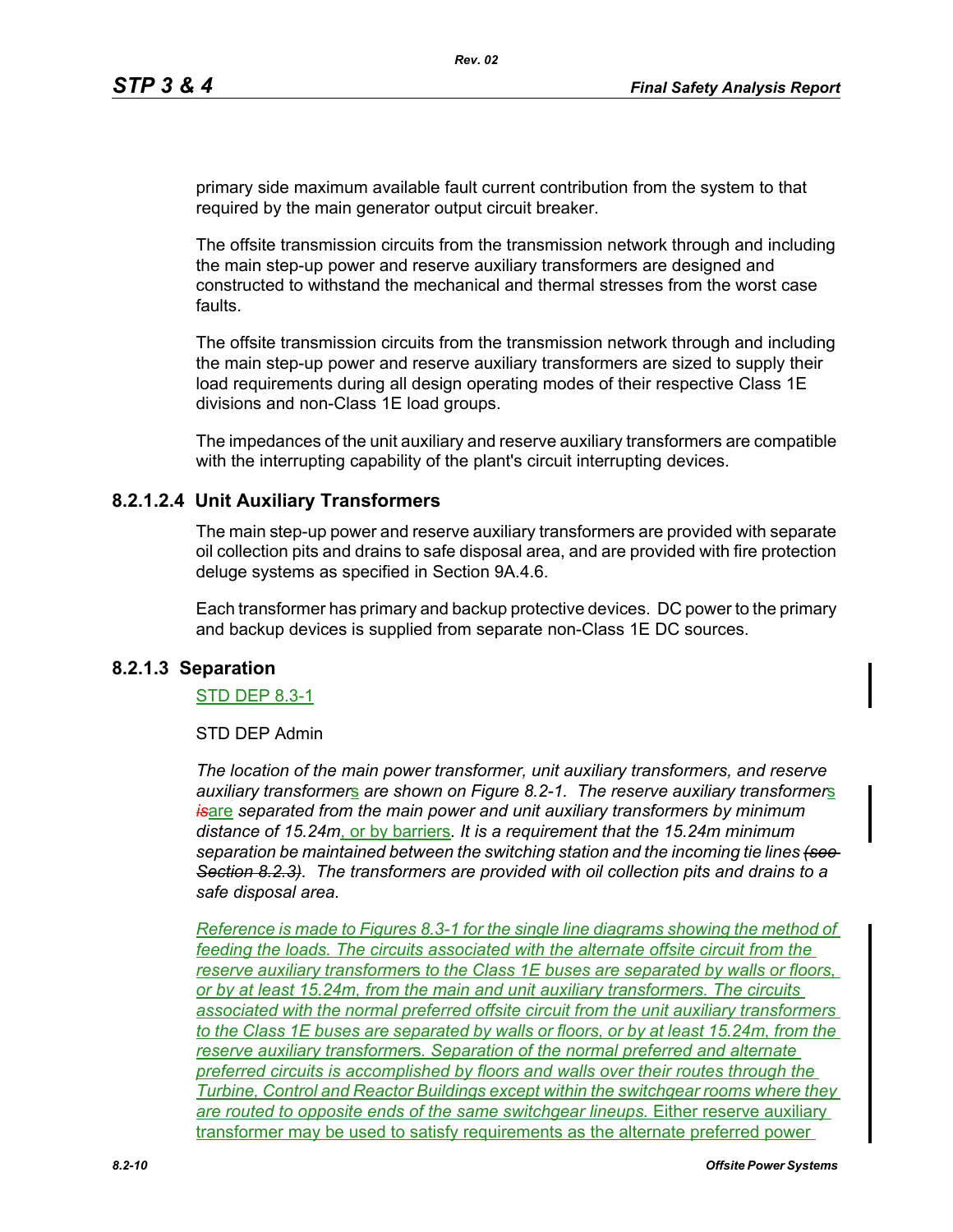primary side maximum available fault current contribution from the system to that required by the main generator output circuit breaker.

The offsite transmission circuits from the transmission network through and including the main step-up power and reserve auxiliary transformers are designed and constructed to withstand the mechanical and thermal stresses from the worst case faults.

The offsite transmission circuits from the transmission network through and including the main step-up power and reserve auxiliary transformers are sized to supply their load requirements during all design operating modes of their respective Class 1E divisions and non-Class 1E load groups.

The impedances of the unit auxiliary and reserve auxiliary transformers are compatible with the interrupting capability of the plant's circuit interrupting devices.

### 8.2.1.2.4 Unit Auxiliary Transformers

The main step-up power and reserve auxiliary transformers are provided with separate oil collection pits and drains to safe disposal area, and are provided with fire protection deluge systems as specified in Section 9A.4.6.

Each transformer has primary and backup protective devices. DC power to the primary and backup devices is supplied from separate non-Class 1E DC sources.

### 8.2.1.3 Separation

STD DEP 8.3-1

STD DEP Admin

*The location of the main power transformer, unit auxiliary transformers, and reserve auxiliary transformers are shown on Figure 8.2-1. The reserve auxiliary transformers ~~is~~are separated from the main power and unit auxiliary transformers by minimum distance of 15.24m, or by barriers. It is a requirement that the 15.24m minimum separation be maintained between the switching station and the incoming tie lines ~~(see Section 8.2.3)~~. The transformers are provided with oil collection pits and drains to a safe disposal area.*

*Reference is made to Figures 8.3-1 for the single line diagrams showing the method of feeding the loads. The circuits associated with the alternate offsite circuit from the reserve auxiliary transformers to the Class 1E buses are separated by walls or floors, or by at least 15.24m, from the main and unit auxiliary transformers. The circuits associated with the normal preferred offsite circuit from the unit auxiliary transformers to the Class 1E buses are separated by walls or floors, or by at least 15.24m, from the reserve auxiliary transformers. Separation of the normal preferred and alternate preferred circuits is accomplished by floors and walls over their routes through the Turbine, Control and Reactor Buildings except within the switchgear rooms where they are routed to opposite ends of the same switchgear lineups.* Either reserve auxiliary transformer may be used to satisfy requirements as the alternate preferred power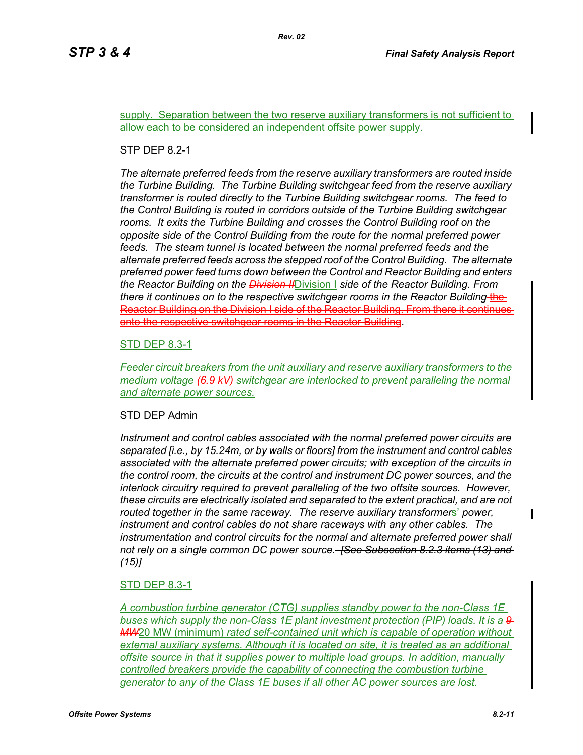supply. Separation between the two reserve auxiliary transformers is not sufficient to allow each to be considered an independent offsite power supply.

STP DEP 8.2-1

*The alternate preferred feeds from the reserve auxiliary transformers are routed inside the Turbine Building. The Turbine Building switchgear feed from the reserve auxiliary transformer is routed directly to the Turbine Building switchgear rooms. The feed to the Control Building is routed in corridors outside of the Turbine Building switchgear rooms. It exits the Turbine Building and crosses the Control Building roof on the opposite side of the Control Building from the route for the normal preferred power feeds. The steam tunnel is located between the normal preferred feeds and the alternate preferred feeds across the stepped roof of the Control Building. The alternate preferred power feed turns down between the Control and Reactor Building and enters the Reactor Building on the ~~Division II~~*Division I *side of the Reactor Building. From there it continues on to the respective switchgear rooms in the Reactor Building* ~~the Reactor Building on the Division I side of the Reactor Building. From there it continues onto the respective switchgear rooms in the Reactor Building~~.

STD DEP 8.3-1

*Feeder circuit breakers from the unit auxiliary and reserve auxiliary transformers to the medium voltage ~~(6.9 kV)~~ switchgear are interlocked to prevent paralleling the normal and alternate power sources.*

STD DEP Admin

*Instrument and control cables associated with the normal preferred power circuits are separated [i.e., by 15.24m, or by walls or floors] from the instrument and control cables associated with the alternate preferred power circuits; with exception of the circuits in the control room, the circuits at the control and instrument DC power sources, and the interlock circuitry required to prevent paralleling of the two offsite sources. However, these circuits are electrically isolated and separated to the extent practical, and are not routed together in the same raceway. The reserve auxiliary transformer*s' *power, instrument and control cables do not share raceways with any other cables. The instrumentation and control circuits for the normal and alternate preferred power shall not rely on a single common DC power source.* ~~[See Subsection 8.2.3 items (13) and (15)]~~

STD DEP 8.3-1

*A combustion turbine generator (CTG) supplies standby power to the non-Class 1E buses which supply the non-Class 1E plant investment protection (PIP) loads. It is a ~~9 MW~~*20 MW (minimum) *rated self-contained unit which is capable of operation without external auxiliary systems. Although it is located on site, it is treated as an additional offsite source in that it supplies power to multiple load groups. In addition, manually controlled breakers provide the capability of connecting the combustion turbine generator to any of the Class 1E buses if all other AC power sources are lost.*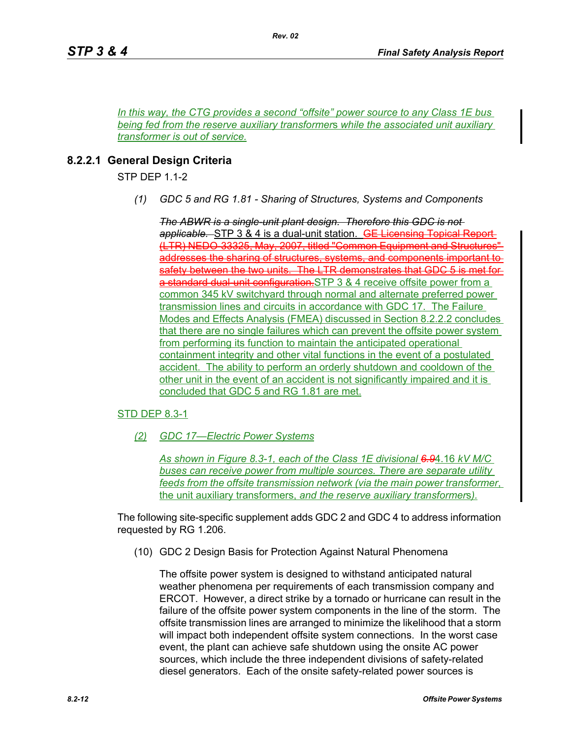*In this way, the CTG provides a second “offsite” power source to any Class 1E bus being fed from the reserve auxiliary transformers while the associated unit auxiliary transformer is out of service.*

### 8.2.2.1 General Design Criteria

STP DEP 1.1-2

*(1) GDC 5 and RG 1.81 - Sharing of Structures, Systems and Components*

~~*The ABWR is a single-unit plant design. Therefore this GDC is not applicable.*~~ STP 3 & 4 is a dual-unit station. ~~GE Licensing Topical Report (LTR) NEDO-33325, May, 2007, titled "Common Equipment and Structures" addresses the sharing of structures, systems, and components important to safety between the two units. The LTR demonstrates that GDC 5 is met for a standard dual-unit configuration.~~ STP 3 & 4 receive offsite power from a common 345 kV switchyard through normal and alternate preferred power transmission lines and circuits in accordance with GDC 17. The Failure Modes and Effects Analysis (FMEA) discussed in Section 8.2.2.2 concludes that there are no single failures which can prevent the offsite power system from performing its function to maintain the anticipated operational containment integrity and other vital functions in the event of a postulated accident. The ability to perform an orderly shutdown and cooldown of the other unit in the event of an accident is not significantly impaired and it is concluded that GDC 5 and RG 1.81 are met.

STD DEP 8.3-1

*(2) GDC 17—Electric Power Systems*

*As shown in Figure 8.3-1, each of the Class 1E divisional ~~6.9~~*4.16 *kV M/C buses can receive power from multiple sources. There are separate utility feeds from the offsite transmission network (via the main power transformer*, the unit auxiliary transformers, *and the reserve auxiliary transformer*s*).*

The following site-specific supplement adds GDC 2 and GDC 4 to address information requested by RG 1.206.

(10) GDC 2 Design Basis for Protection Against Natural Phenomena

The offsite power system is designed to withstand anticipated natural weather phenomena per requirements of each transmission company and ERCOT. However, a direct strike by a tornado or hurricane can result in the failure of the offsite power system components in the line of the storm. The offsite transmission lines are arranged to minimize the likelihood that a storm will impact both independent offsite system connections. In the worst case event, the plant can achieve safe shutdown using the onsite AC power sources, which include the three independent divisions of safety-related diesel generators. Each of the onsite safety-related power sources is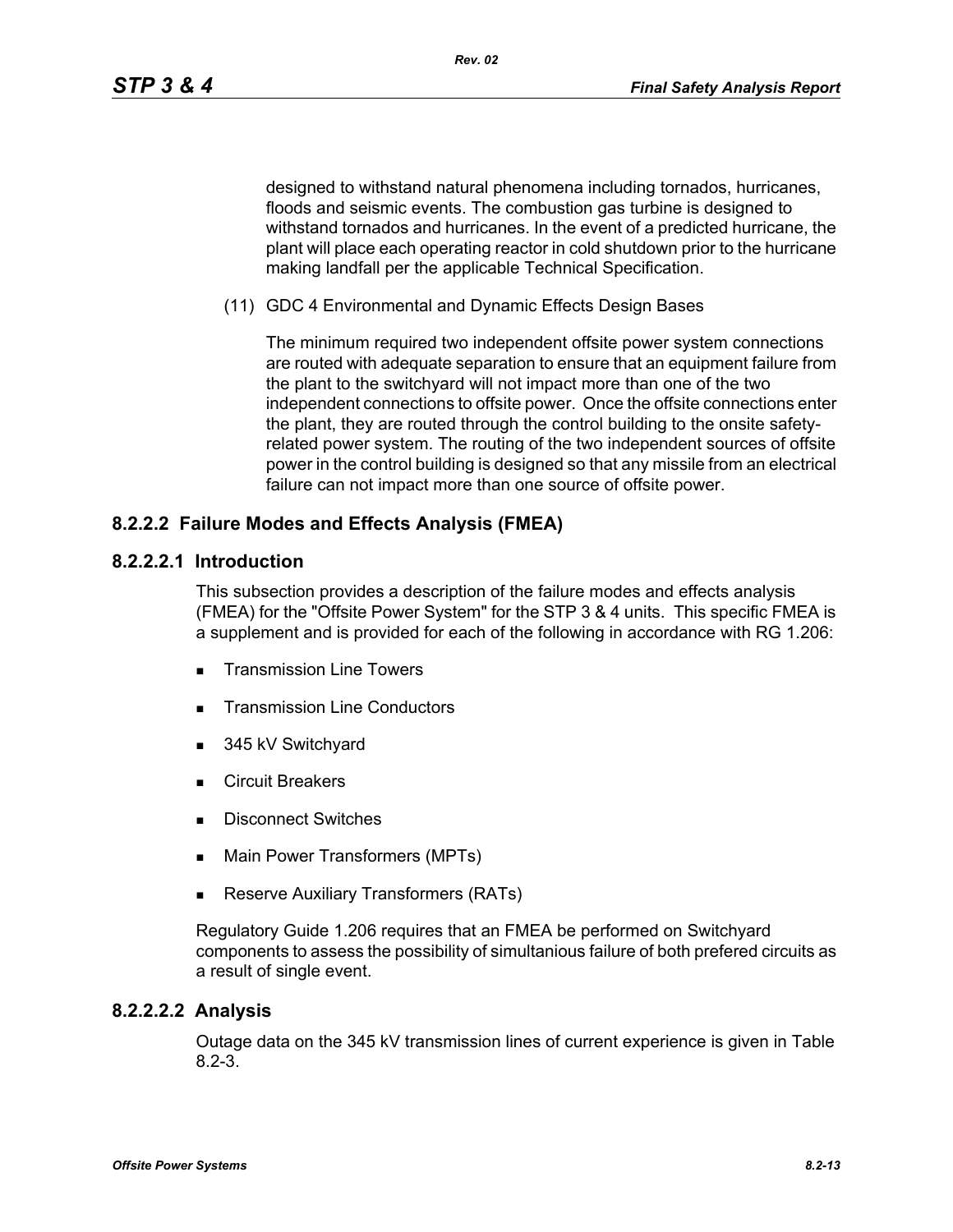designed to withstand natural phenomena including tornados, hurricanes, floods and seismic events. The combustion gas turbine is designed to withstand tornados and hurricanes. In the event of a predicted hurricane, the plant will place each operating reactor in cold shutdown prior to the hurricane making landfall per the applicable Technical Specification.

(11) GDC 4 Environmental and Dynamic Effects Design Bases

The minimum required two independent offsite power system connections are routed with adequate separation to ensure that an equipment failure from the plant to the switchyard will not impact more than one of the two independent connections to offsite power. Once the offsite connections enter the plant, they are routed through the control building to the onsite safety-related power system. The routing of the two independent sources of offsite power in the control building is designed so that any missile from an electrical failure can not impact more than one source of offsite power.

## 8.2.2.2 Failure Modes and Effects Analysis (FMEA)

### 8.2.2.2.1 Introduction

This subsection provides a description of the failure modes and effects analysis (FMEA) for the "Offsite Power System" for the STP 3 & 4 units. This specific FMEA is a supplement and is provided for each of the following in accordance with RG 1.206:

- Transmission Line Towers
- Transmission Line Conductors
- 345 kV Switchyard
- Circuit Breakers
- Disconnect Switches
- Main Power Transformers (MPTs)
- Reserve Auxiliary Transformers (RATs)

Regulatory Guide 1.206 requires that an FMEA be performed on Switchyard components to assess the possibility of simultanious failure of both prefered circuits as a result of single event.

### 8.2.2.2.2 Analysis

Outage data on the 345 kV transmission lines of current experience is given in Table 8.2-3.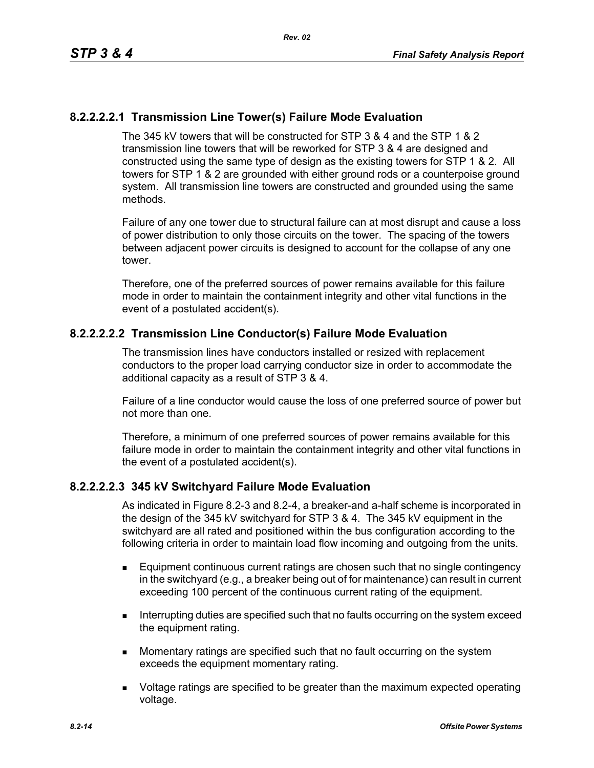#### 8.2.2.2.2.1 Transmission Line Tower(s) Failure Mode Evaluation

The 345 kV towers that will be constructed for STP 3 & 4 and the STP 1 & 2 transmission line towers that will be reworked for STP 3 & 4 are designed and constructed using the same type of design as the existing towers for STP 1 & 2. All towers for STP 1 & 2 are grounded with either ground rods or a counterpoise ground system. All transmission line towers are constructed and grounded using the same methods.

Failure of any one tower due to structural failure can at most disrupt and cause a loss of power distribution to only those circuits on the tower. The spacing of the towers between adjacent power circuits is designed to account for the collapse of any one tower.

Therefore, one of the preferred sources of power remains available for this failure mode in order to maintain the containment integrity and other vital functions in the event of a postulated accident(s).

#### 8.2.2.2.2.2 Transmission Line Conductor(s) Failure Mode Evaluation

The transmission lines have conductors installed or resized with replacement conductors to the proper load carrying conductor size in order to accommodate the additional capacity as a result of STP 3 & 4.

Failure of a line conductor would cause the loss of one preferred source of power but not more than one.

Therefore, a minimum of one preferred sources of power remains available for this failure mode in order to maintain the containment integrity and other vital functions in the event of a postulated accident(s).

#### 8.2.2.2.2.3 345 kV Switchyard Failure Mode Evaluation

As indicated in Figure 8.2-3 and 8.2-4, a breaker-and a-half scheme is incorporated in the design of the 345 kV switchyard for STP 3 & 4. The 345 kV equipment in the switchyard are all rated and positioned within the bus configuration according to the following criteria in order to maintain load flow incoming and outgoing from the units.

- Equipment continuous current ratings are chosen such that no single contingency in the switchyard (e.g., a breaker being out of for maintenance) can result in current exceeding 100 percent of the continuous current rating of the equipment.
- Interrupting duties are specified such that no faults occurring on the system exceed the equipment rating.
- Momentary ratings are specified such that no fault occurring on the system exceeds the equipment momentary rating.
- Voltage ratings are specified to be greater than the maximum expected operating voltage.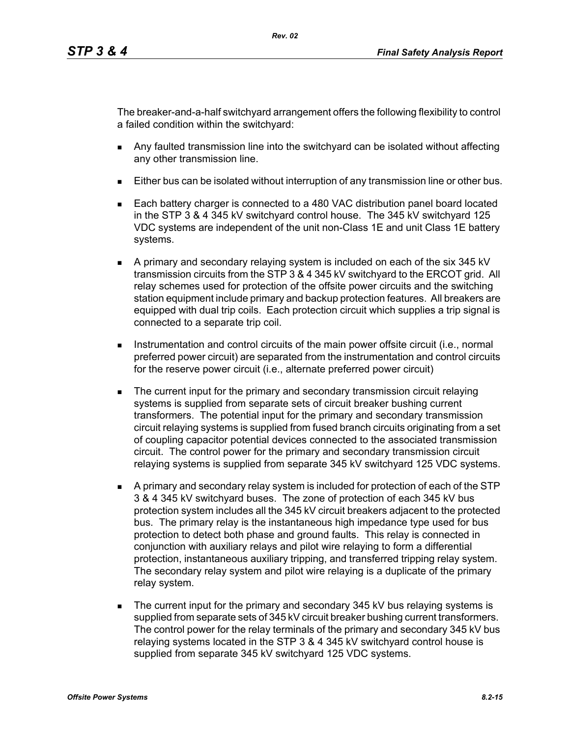The breaker-and-a-half switchyard arrangement offers the following flexibility to control a failed condition within the switchyard:

- Any faulted transmission line into the switchyard can be isolated without affecting any other transmission line.
- Either bus can be isolated without interruption of any transmission line or other bus.
- Each battery charger is connected to a 480 VAC distribution panel board located in the STP 3 & 4 345 kV switchyard control house. The 345 kV switchyard 125 VDC systems are independent of the unit non-Class 1E and unit Class 1E battery systems.
- A primary and secondary relaying system is included on each of the six 345 kV transmission circuits from the STP 3 & 4 345 kV switchyard to the ERCOT grid. All relay schemes used for protection of the offsite power circuits and the switching station equipment include primary and backup protection features. All breakers are equipped with dual trip coils. Each protection circuit which supplies a trip signal is connected to a separate trip coil.
- Instrumentation and control circuits of the main power offsite circuit (i.e., normal preferred power circuit) are separated from the instrumentation and control circuits for the reserve power circuit (i.e., alternate preferred power circuit)
- The current input for the primary and secondary transmission circuit relaying systems is supplied from separate sets of circuit breaker bushing current transformers. The potential input for the primary and secondary transmission circuit relaying systems is supplied from fused branch circuits originating from a set of coupling capacitor potential devices connected to the associated transmission circuit. The control power for the primary and secondary transmission circuit relaying systems is supplied from separate 345 kV switchyard 125 VDC systems.
- A primary and secondary relay system is included for protection of each of the STP 3 & 4 345 kV switchyard buses. The zone of protection of each 345 kV bus protection system includes all the 345 kV circuit breakers adjacent to the protected bus. The primary relay is the instantaneous high impedance type used for bus protection to detect both phase and ground faults. This relay is connected in conjunction with auxiliary relays and pilot wire relaying to form a differential protection, instantaneous auxiliary tripping, and transferred tripping relay system. The secondary relay system and pilot wire relaying is a duplicate of the primary relay system.
- The current input for the primary and secondary 345 kV bus relaying systems is supplied from separate sets of 345 kV circuit breaker bushing current transformers. The control power for the relay terminals of the primary and secondary 345 kV bus relaying systems located in the STP 3 & 4 345 kV switchyard control house is supplied from separate 345 kV switchyard 125 VDC systems.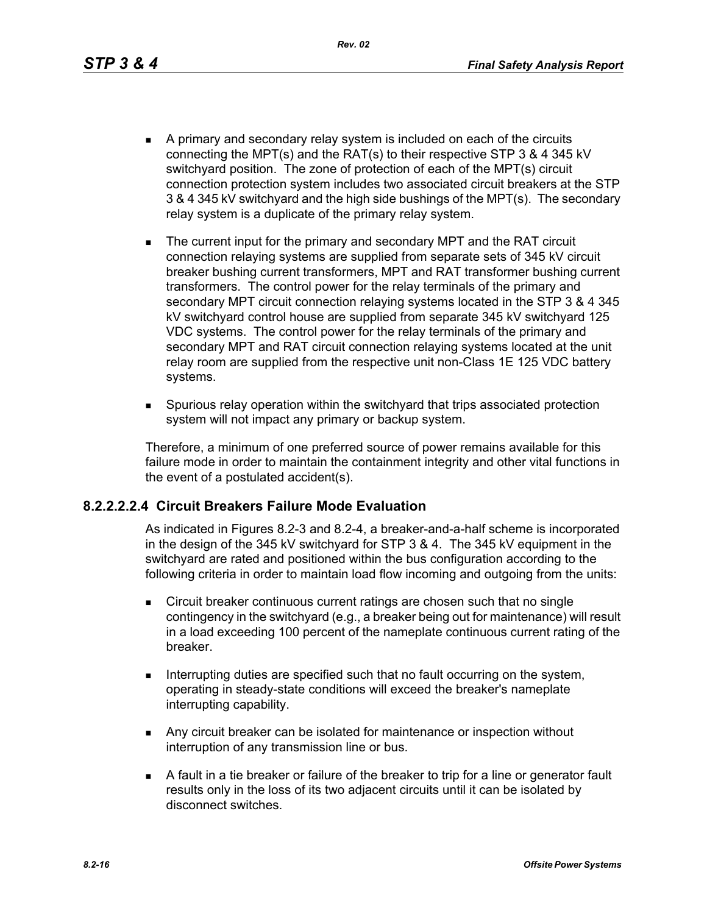- A primary and secondary relay system is included on each of the circuits connecting the MPT(s) and the RAT(s) to their respective STP 3 & 4 345 kV switchyard position. The zone of protection of each of the MPT(s) circuit connection protection system includes two associated circuit breakers at the STP 3 & 4 345 kV switchyard and the high side bushings of the MPT(s). The secondary relay system is a duplicate of the primary relay system.
- The current input for the primary and secondary MPT and the RAT circuit connection relaying systems are supplied from separate sets of 345 kV circuit breaker bushing current transformers, MPT and RAT transformer bushing current transformers. The control power for the relay terminals of the primary and secondary MPT circuit connection relaying systems located in the STP 3 & 4 345 kV switchyard control house are supplied from separate 345 kV switchyard 125 VDC systems. The control power for the relay terminals of the primary and secondary MPT and RAT circuit connection relaying systems located at the unit relay room are supplied from the respective unit non-Class 1E 125 VDC battery systems.
- Spurious relay operation within the switchyard that trips associated protection system will not impact any primary or backup system.

Therefore, a minimum of one preferred source of power remains available for this failure mode in order to maintain the containment integrity and other vital functions in the event of a postulated accident(s).

#### 8.2.2.2.2.4 Circuit Breakers Failure Mode Evaluation

As indicated in Figures 8.2-3 and 8.2-4, a breaker-and-a-half scheme is incorporated in the design of the 345 kV switchyard for STP 3 & 4. The 345 kV equipment in the switchyard are rated and positioned within the bus configuration according to the following criteria in order to maintain load flow incoming and outgoing from the units:

- Circuit breaker continuous current ratings are chosen such that no single contingency in the switchyard (e.g., a breaker being out for maintenance) will result in a load exceeding 100 percent of the nameplate continuous current rating of the breaker.
- Interrupting duties are specified such that no fault occurring on the system, operating in steady-state conditions will exceed the breaker's nameplate interrupting capability.
- Any circuit breaker can be isolated for maintenance or inspection without interruption of any transmission line or bus.
- A fault in a tie breaker or failure of the breaker to trip for a line or generator fault results only in the loss of its two adjacent circuits until it can be isolated by disconnect switches.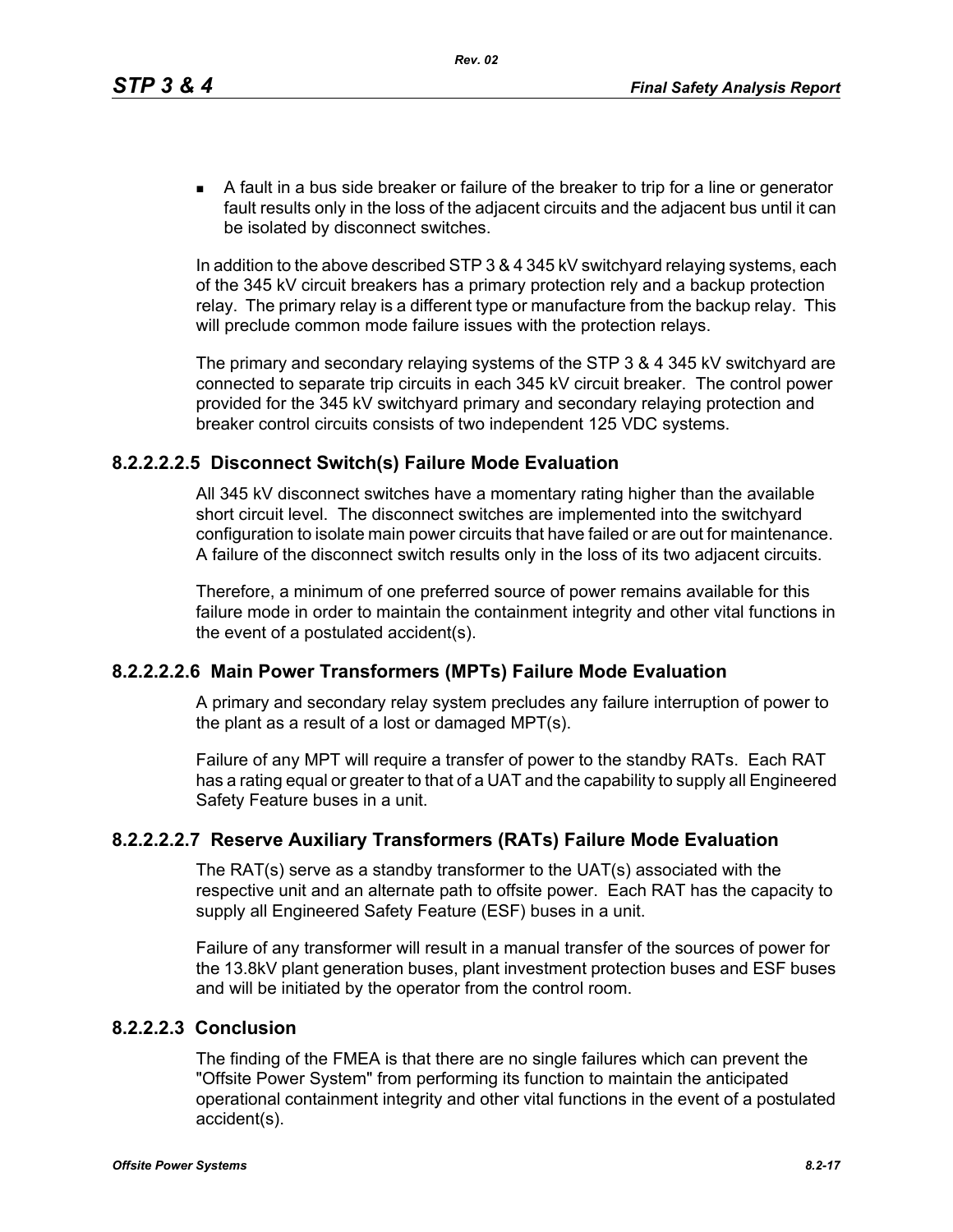- A fault in a bus side breaker or failure of the breaker to trip for a line or generator fault results only in the loss of the adjacent circuits and the adjacent bus until it can be isolated by disconnect switches.

In addition to the above described STP 3 & 4 345 kV switchyard relaying systems, each of the 345 kV circuit breakers has a primary protection rely and a backup protection relay. The primary relay is a different type or manufacture from the backup relay. This will preclude common mode failure issues with the protection relays.

The primary and secondary relaying systems of the STP 3 & 4 345 kV switchyard are connected to separate trip circuits in each 345 kV circuit breaker. The control power provided for the 345 kV switchyard primary and secondary relaying protection and breaker control circuits consists of two independent 125 VDC systems.

#### 8.2.2.2.2.5 Disconnect Switch(s) Failure Mode Evaluation

All 345 kV disconnect switches have a momentary rating higher than the available short circuit level. The disconnect switches are implemented into the switchyard configuration to isolate main power circuits that have failed or are out for maintenance. A failure of the disconnect switch results only in the loss of its two adjacent circuits.

Therefore, a minimum of one preferred source of power remains available for this failure mode in order to maintain the containment integrity and other vital functions in the event of a postulated accident(s).

#### 8.2.2.2.2.6 Main Power Transformers (MPTs) Failure Mode Evaluation

A primary and secondary relay system precludes any failure interruption of power to the plant as a result of a lost or damaged MPT(s).

Failure of any MPT will require a transfer of power to the standby RATs. Each RAT has a rating equal or greater to that of a UAT and the capability to supply all Engineered Safety Feature buses in a unit.

#### 8.2.2.2.2.7 Reserve Auxiliary Transformers (RATs) Failure Mode Evaluation

The RAT(s) serve as a standby transformer to the UAT(s) associated with the respective unit and an alternate path to offsite power. Each RAT has the capacity to supply all Engineered Safety Feature (ESF) buses in a unit.

Failure of any transformer will result in a manual transfer of the sources of power for the 13.8kV plant generation buses, plant investment protection buses and ESF buses and will be initiated by the operator from the control room.

#### 8.2.2.2.3 Conclusion

The finding of the FMEA is that there are no single failures which can prevent the "Offsite Power System" from performing its function to maintain the anticipated operational containment integrity and other vital functions in the event of a postulated accident(s).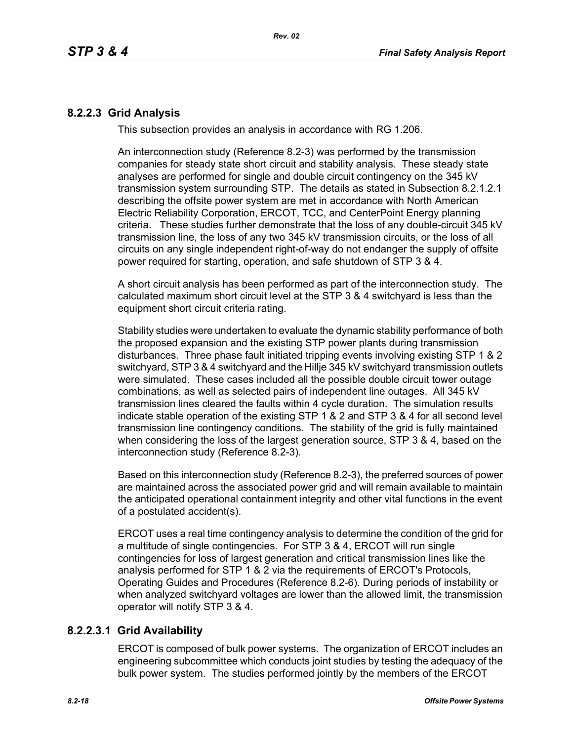### 8.2.2.3 Grid Analysis

This subsection provides an analysis in accordance with RG 1.206.

An interconnection study (Reference 8.2-3) was performed by the transmission companies for steady state short circuit and stability analysis. These steady state analyses are performed for single and double circuit contingency on the 345 kV transmission system surrounding STP. The details as stated in Subsection 8.2.1.2.1 describing the offsite power system are met in accordance with North American Electric Reliability Corporation, ERCOT, TCC, and CenterPoint Energy planning criteria. These studies further demonstrate that the loss of any double-circuit 345 kV transmission line, the loss of any two 345 kV transmission circuits, or the loss of all circuits on any single independent right-of-way do not endanger the supply of offsite power required for starting, operation, and safe shutdown of STP 3 & 4.

A short circuit analysis has been performed as part of the interconnection study. The calculated maximum short circuit level at the STP 3 & 4 switchyard is less than the equipment short circuit criteria rating.

Stability studies were undertaken to evaluate the dynamic stability performance of both the proposed expansion and the existing STP power plants during transmission disturbances. Three phase fault initiated tripping events involving existing STP 1 & 2 switchyard, STP 3 & 4 switchyard and the Hillje 345 kV switchyard transmission outlets were simulated. These cases included all the possible double circuit tower outage combinations, as well as selected pairs of independent line outages. All 345 kV transmission lines cleared the faults within 4 cycle duration. The simulation results indicate stable operation of the existing STP 1 & 2 and STP 3 & 4 for all second level transmission line contingency conditions. The stability of the grid is fully maintained when considering the loss of the largest generation source, STP 3 & 4, based on the interconnection study (Reference 8.2-3).

Based on this interconnection study (Reference 8.2-3), the preferred sources of power are maintained across the associated power grid and will remain available to maintain the anticipated operational containment integrity and other vital functions in the event of a postulated accident(s).

ERCOT uses a real time contingency analysis to determine the condition of the grid for a multitude of single contingencies. For STP 3 & 4, ERCOT will run single contingencies for loss of largest generation and critical transmission lines like the analysis performed for STP 1 & 2 via the requirements of ERCOT's Protocols, Operating Guides and Procedures (Reference 8.2-6). During periods of instability or when analyzed switchyard voltages are lower than the allowed limit, the transmission operator will notify STP 3 & 4.

#### 8.2.2.3.1 Grid Availability

ERCOT is composed of bulk power systems. The organization of ERCOT includes an engineering subcommittee which conducts joint studies by testing the adequacy of the bulk power system. The studies performed jointly by the members of the ERCOT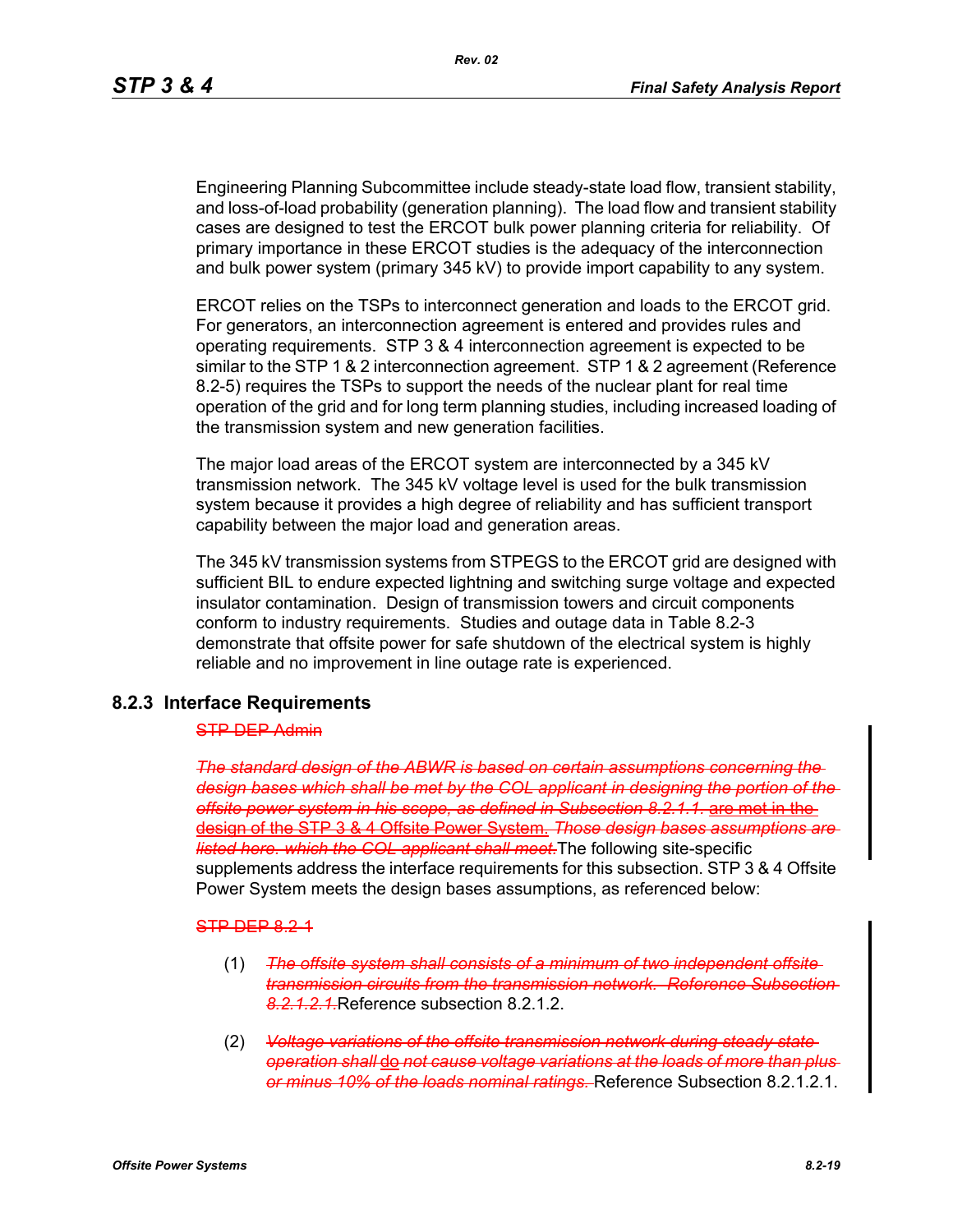Engineering Planning Subcommittee include steady-state load flow, transient stability, and loss-of-load probability (generation planning). The load flow and transient stability cases are designed to test the ERCOT bulk power planning criteria for reliability. Of primary importance in these ERCOT studies is the adequacy of the interconnection and bulk power system (primary 345 kV) to provide import capability to any system.

ERCOT relies on the TSPs to interconnect generation and loads to the ERCOT grid. For generators, an interconnection agreement is entered and provides rules and operating requirements. STP 3 & 4 interconnection agreement is expected to be similar to the STP 1 & 2 interconnection agreement. STP 1 & 2 agreement (Reference 8.2-5) requires the TSPs to support the needs of the nuclear plant for real time operation of the grid and for long term planning studies, including increased loading of the transmission system and new generation facilities.

The major load areas of the ERCOT system are interconnected by a 345 kV transmission network. The 345 kV voltage level is used for the bulk transmission system because it provides a high degree of reliability and has sufficient transport capability between the major load and generation areas.

The 345 kV transmission systems from STPEGS to the ERCOT grid are designed with sufficient BIL to endure expected lightning and switching surge voltage and expected insulator contamination. Design of transmission towers and circuit components conform to industry requirements. Studies and outage data in Table 8.2-3 demonstrate that offsite power for safe shutdown of the electrical system is highly reliable and no improvement in line outage rate is experienced.

## 8.2.3 Interface Requirements

~~STP DEP Admin~~

~~*The standard design of the ABWR is based on certain assumptions concerning the design bases which shall be met by the COL applicant in designing the portion of the offsite power system in his scope, as defined in Subsection 8.2.1.1.*~~ ~~are met in the design of the STP 3 & 4 Offsite Power System.~~ ~~*Those design bases assumptions are listed here. which the COL applicant shall meet.*~~The following site-specific supplements address the interface requirements for this subsection. STP 3 & 4 Offsite Power System meets the design bases assumptions, as referenced below:

~~STP DEP 8.2-1~~

(1) ~~*The offsite system shall consists of a minimum of two independent offsite transmission circuits from the transmission network. Reference Subsection 8.2.1.2.1.*~~Reference subsection 8.2.1.2.

(2) ~~*Voltage variations of the offsite transmission network during steady state operation shall*~~ do ~~*not cause voltage variations at the loads of more than plus or minus 10% of the loads nominal ratings.*~~ Reference Subsection 8.2.1.2.1.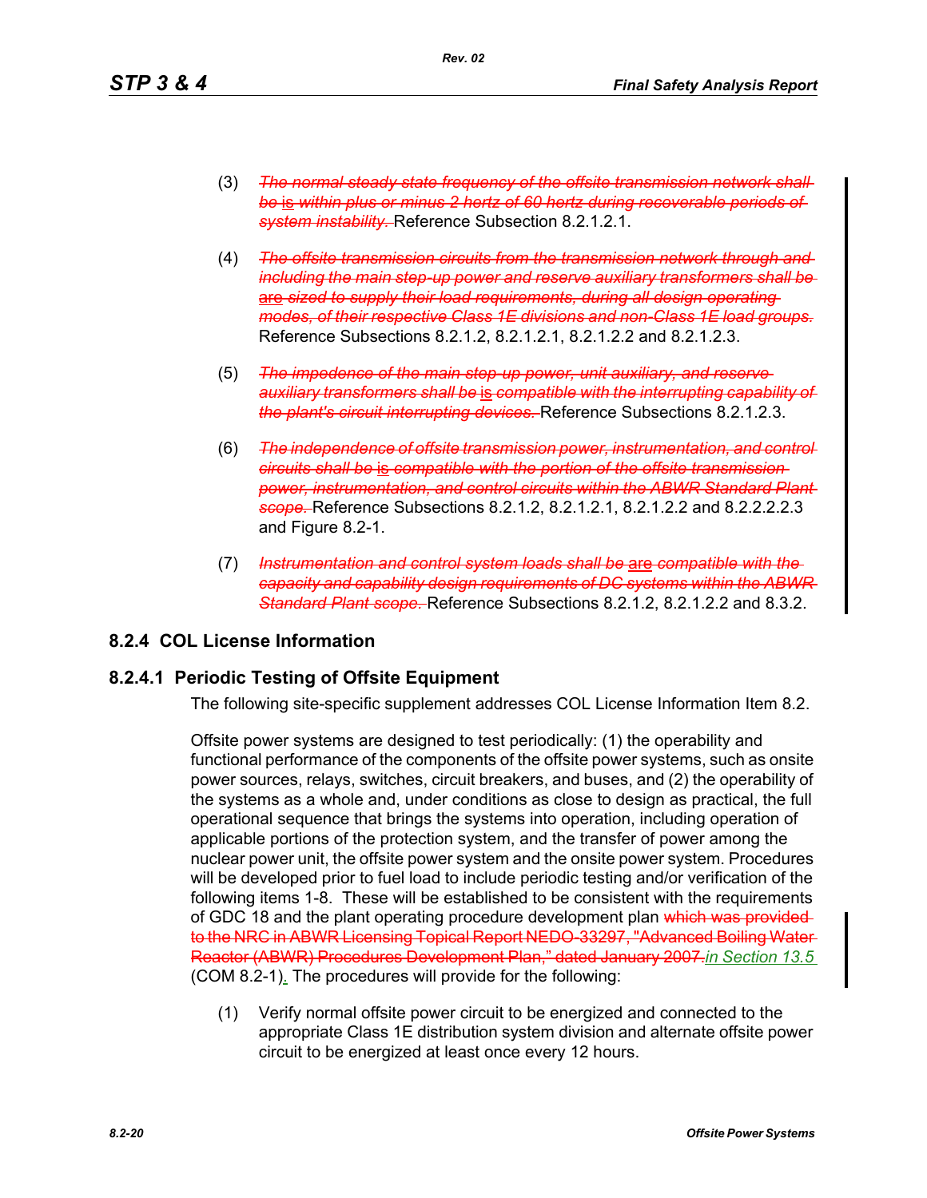(3) ~~*The normal steady state frequency of the offsite transmission network shall be*~~ is ~~*within plus or minus 2 hertz of 60 hertz during recoverable periods of system instability.*~~ Reference Subsection 8.2.1.2.1.

(4) ~~*The offsite transmission circuits from the transmission network through and including the main step-up power and reserve auxiliary transformers shall be*~~ are ~~*sized to supply their load requirements, during all design operating modes, of their respective Class 1E divisions and non-Class 1E load groups.*~~ Reference Subsections 8.2.1.2, 8.2.1.2.1, 8.2.1.2.2 and 8.2.1.2.3.

(5) ~~*The impedence of the main step-up power, unit auxiliary, and reserve auxiliary transformers shall be*~~ is ~~*compatible with the interrupting capability of the plant's circuit interrupting devices.*~~ Reference Subsections 8.2.1.2.3.

(6) ~~*The independence of offsite transmission power, instrumentation, and control circuits shall be*~~ is ~~*compatible with the portion of the offsite transmission power, instrumentation, and control circuits within the ABWR Standard Plant scope.*~~ Reference Subsections 8.2.1.2, 8.2.1.2.1, 8.2.1.2.2 and 8.2.2.2.2.3 and Figure 8.2-1.

(7) ~~*Instrumentation and control system loads shall be*~~ are ~~*compatible with the capacity and capability design requirements of DC systems within the ABWR Standard Plant scope.*~~ Reference Subsections 8.2.1.2, 8.2.1.2.2 and 8.3.2.

## 8.2.4 COL License Information

### 8.2.4.1 Periodic Testing of Offsite Equipment

The following site-specific supplement addresses COL License Information Item 8.2.

Offsite power systems are designed to test periodically: (1) the operability and functional performance of the components of the offsite power systems, such as onsite power sources, relays, switches, circuit breakers, and buses, and (2) the operability of the systems as a whole and, under conditions as close to design as practical, the full operational sequence that brings the systems into operation, including operation of applicable portions of the protection system, and the transfer of power among the nuclear power unit, the offsite power system and the onsite power system. Procedures will be developed prior to fuel load to include periodic testing and/or verification of the following items 1-8. These will be established to be consistent with the requirements of GDC 18 and the plant operating procedure development plan ~~which was provided to the NRC in ABWR Licensing Topical Report NEDO-33297, "Advanced Boiling Water Reactor (ABWR) Procedures Development Plan," dated January 2007.~~ *in Section 13.5* (COM 8.2-1). The procedures will provide for the following:

(1) Verify normal offsite power circuit to be energized and connected to the appropriate Class 1E distribution system division and alternate offsite power circuit to be energized at least once every 12 hours.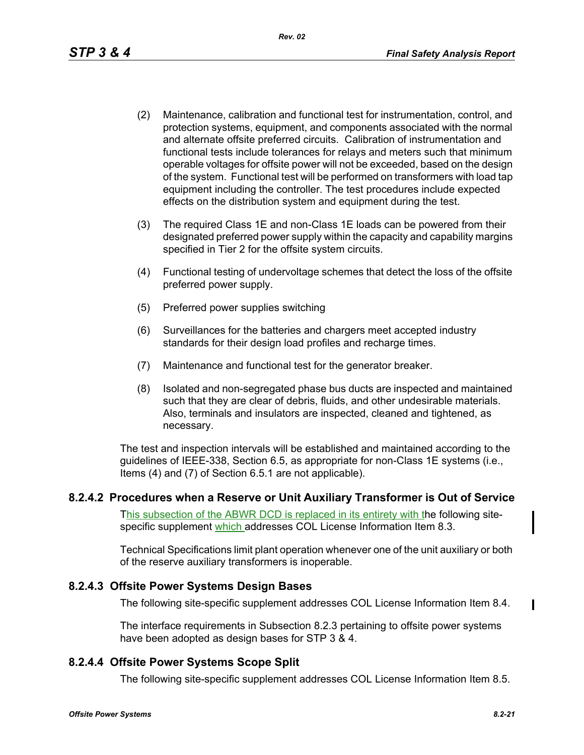(2) Maintenance, calibration and functional test for instrumentation, control, and protection systems, equipment, and components associated with the normal and alternate offsite preferred circuits. Calibration of instrumentation and functional tests include tolerances for relays and meters such that minimum operable voltages for offsite power will not be exceeded, based on the design of the system. Functional test will be performed on transformers with load tap equipment including the controller. The test procedures include expected effects on the distribution system and equipment during the test.

(3) The required Class 1E and non-Class 1E loads can be powered from their designated preferred power supply within the capacity and capability margins specified in Tier 2 for the offsite system circuits.

(4) Functional testing of undervoltage schemes that detect the loss of the offsite preferred power supply.

(5) Preferred power supplies switching

(6) Surveillances for the batteries and chargers meet accepted industry standards for their design load profiles and recharge times.

(7) Maintenance and functional test for the generator breaker.

(8) Isolated and non-segregated phase bus ducts are inspected and maintained such that they are clear of debris, fluids, and other undesirable materials. Also, terminals and insulators are inspected, cleaned and tightened, as necessary.

The test and inspection intervals will be established and maintained according to the guidelines of IEEE-338, Section 6.5, as appropriate for non-Class 1E systems (i.e., Items (4) and (7) of Section 6.5.1 are not applicable).

### 8.2.4.2 Procedures when a Reserve or Unit Auxiliary Transformer is Out of Service

This subsection of the ABWR DCD is replaced in its entirety with the following site-specific supplement which addresses COL License Information Item 8.3.

Technical Specifications limit plant operation whenever one of the unit auxiliary or both of the reserve auxiliary transformers is inoperable.

### 8.2.4.3 Offsite Power Systems Design Bases

The following site-specific supplement addresses COL License Information Item 8.4.

The interface requirements in Subsection 8.2.3 pertaining to offsite power systems have been adopted as design bases for STP 3 & 4.

### 8.2.4.4 Offsite Power Systems Scope Split

The following site-specific supplement addresses COL License Information Item 8.5.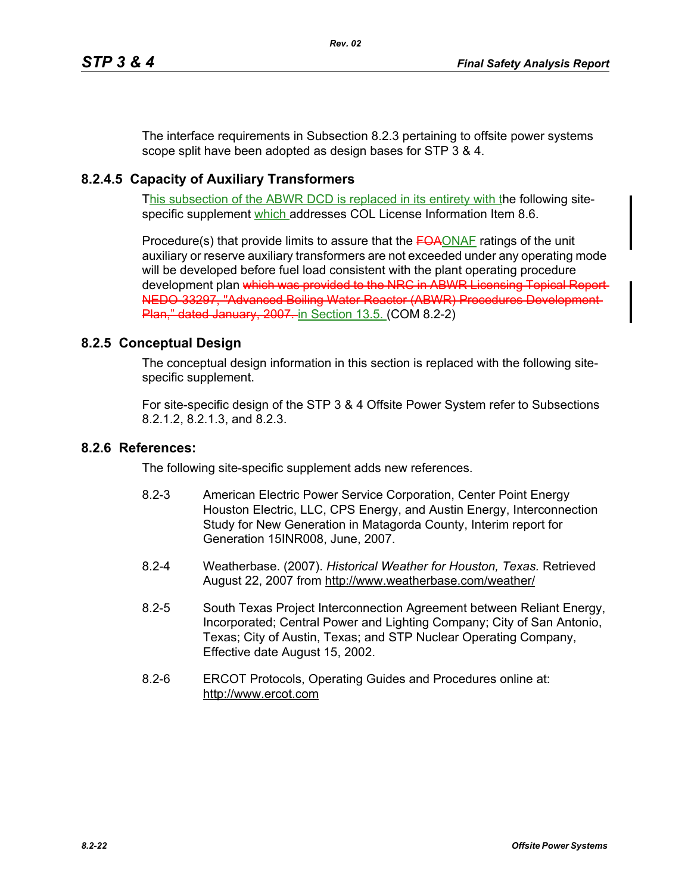The interface requirements in Subsection 8.2.3 pertaining to offsite power systems scope split have been adopted as design bases for STP 3 & 4.

### 8.2.4.5 Capacity of Auxiliary Transformers

This subsection of the ABWR DCD is replaced in its entirety with the following site-specific supplement which addresses COL License Information Item 8.6.

Procedure(s) that provide limits to assure that the ~~FOA~~ONAF ratings of the unit auxiliary or reserve auxiliary transformers are not exceeded under any operating mode will be developed before fuel load consistent with the plant operating procedure development plan ~~which was provided to the NRC in ABWR Licensing Topical Report NEDO-33297, "Advanced Boiling Water Reactor (ABWR) Procedures Development Plan," dated January, 2007.~~ in Section 13.5. (COM 8.2-2)

## 8.2.5 Conceptual Design

The conceptual design information in this section is replaced with the following site-specific supplement.

For site-specific design of the STP 3 & 4 Offsite Power System refer to Subsections 8.2.1.2, 8.2.1.3, and 8.2.3.

## 8.2.6 References:

The following site-specific supplement adds new references.

8.2-3 American Electric Power Service Corporation, Center Point Energy Houston Electric, LLC, CPS Energy, and Austin Energy, Interconnection Study for New Generation in Matagorda County, Interim report for Generation 15INR008, June, 2007.

8.2-4 Weatherbase. (2007). *Historical Weather for Houston, Texas.* Retrieved August 22, 2007 from http://www.weatherbase.com/weather/

8.2-5 South Texas Project Interconnection Agreement between Reliant Energy, Incorporated; Central Power and Lighting Company; City of San Antonio, Texas; City of Austin, Texas; and STP Nuclear Operating Company, Effective date August 15, 2002.

8.2-6 ERCOT Protocols, Operating Guides and Procedures online at: http://www.ercot.com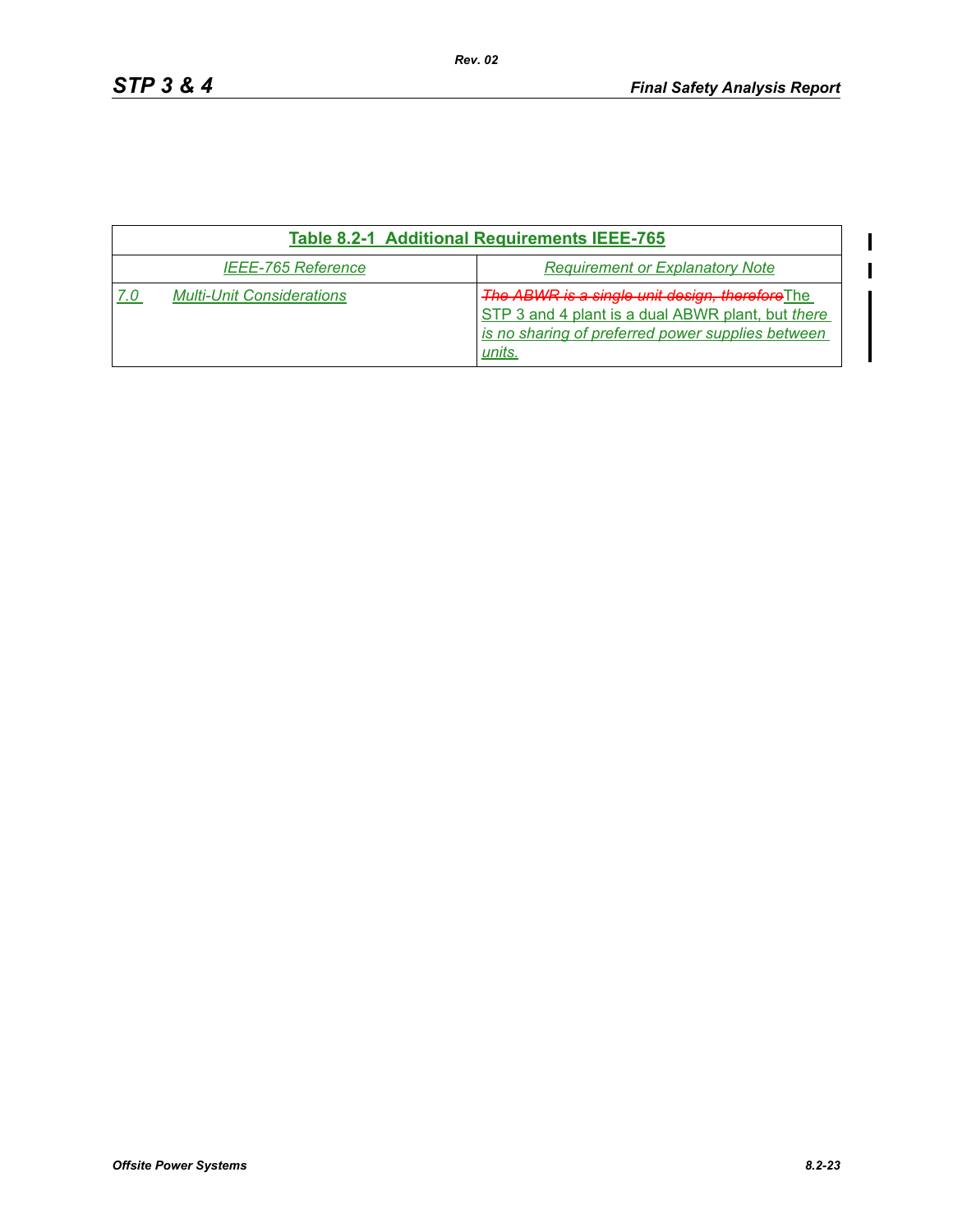| Table 8.2-1 Additional Requirements IEEE-765 | |
|---|---|
| *IEEE-765 Reference* | *Requirement or Explanatory Note* |
| *7.0 Multi-Unit Considerations* | ~~*The ABWR is a single unit design, therefore*~~The STP 3 and 4 plant is a dual ABWR plant, but *there is no sharing of preferred power supplies between units.* |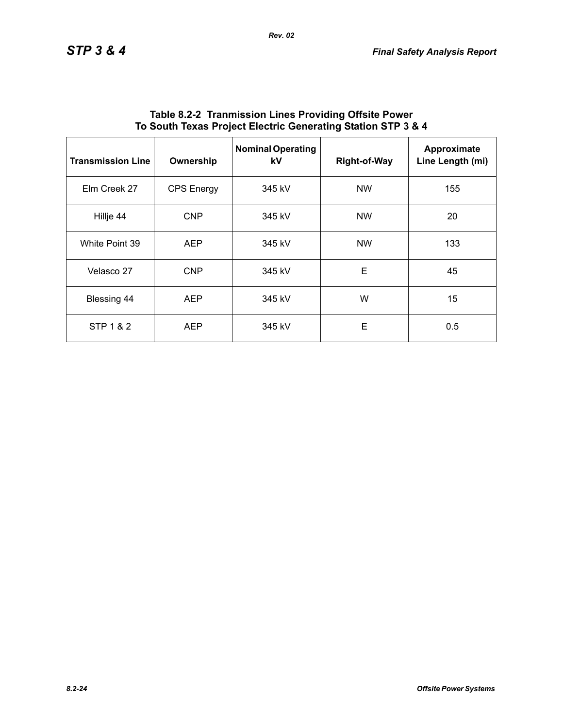**Table 8.2-2 Tranmission Lines Providing Offsite Power To South Texas Project Electric Generating Station STP 3 & 4**

| Transmission Line | Ownership | Nominal Operating kV | Right-of-Way | Approximate Line Length (mi) |
|---|---|---|---|---|
| Elm Creek 27 | CPS Energy | 345 kV | NW | 155 |
| Hillje 44 | CNP | 345 kV | NW | 20 |
| White Point 39 | AEP | 345 kV | NW | 133 |
| Velasco 27 | CNP | 345 kV | E | 45 |
| Blessing 44 | AEP | 345 kV | W | 15 |
| STP 1 & 2 | AEP | 345 kV | E | 0.5 |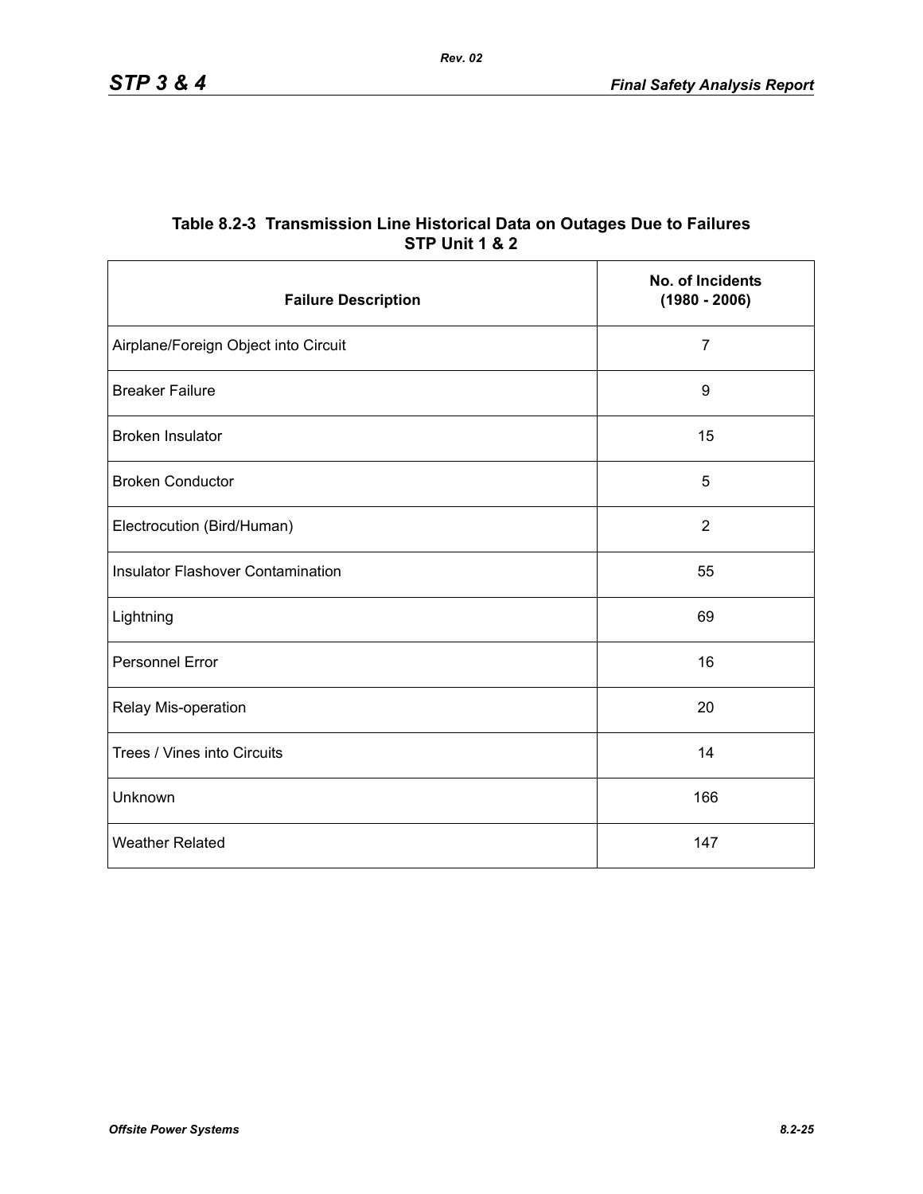**Table 8.2-3 Transmission Line Historical Data on Outages Due to Failures STP Unit 1 & 2**

| Failure Description | No. of Incidents (1980 - 2006) |
|---|---|
| Airplane/Foreign Object into Circuit | 7 |
| Breaker Failure | 9 |
| Broken Insulator | 15 |
| Broken Conductor | 5 |
| Electrocution (Bird/Human) | 2 |
| Insulator Flashover Contamination | 55 |
| Lightning | 69 |
| Personnel Error | 16 |
| Relay Mis-operation | 20 |
| Trees / Vines into Circuits | 14 |
| Unknown | 166 |
| Weather Related | 147 |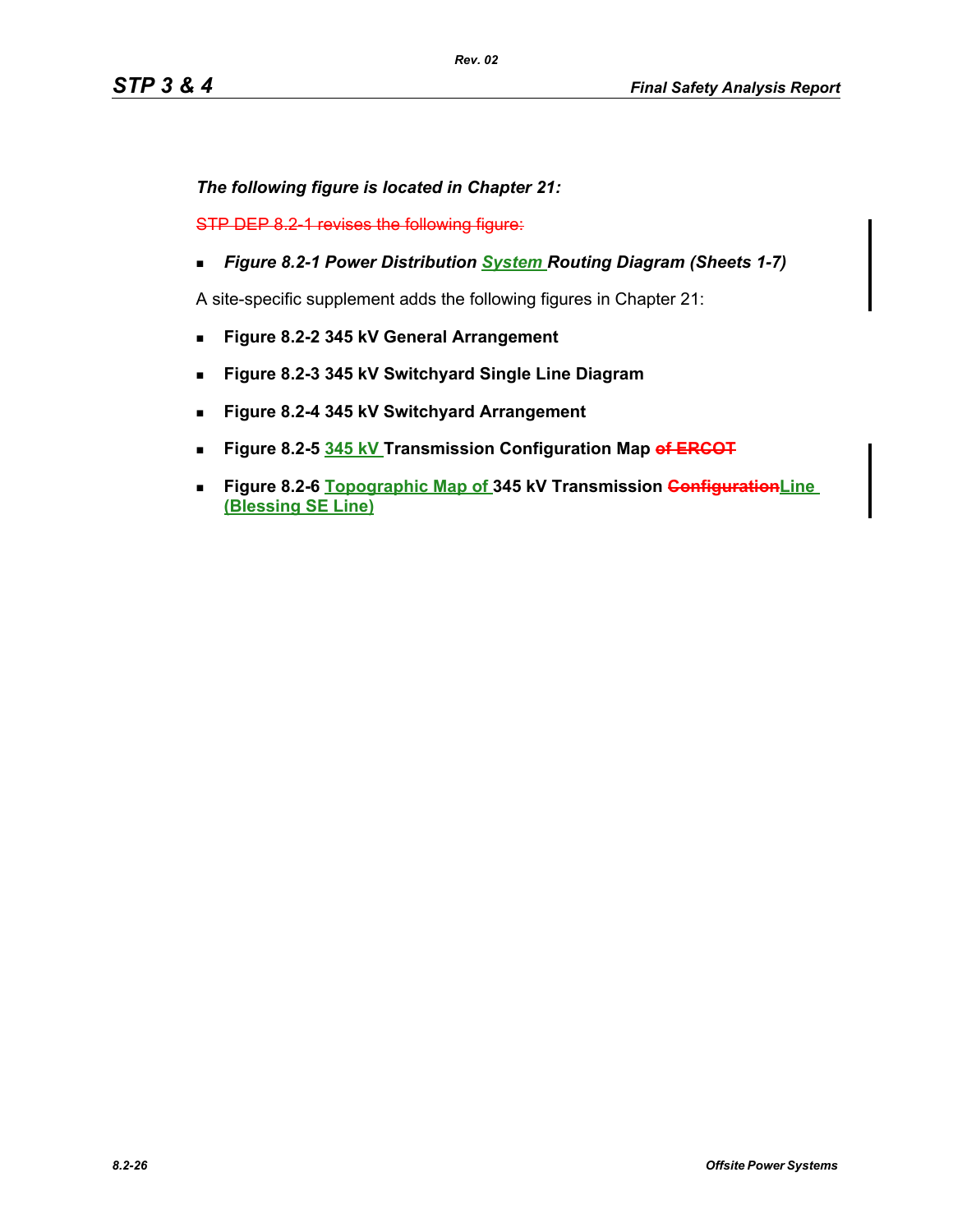***The following figure is located in Chapter 21:***

~~STP DEP 8.2-1 revises the following figure:~~

- ***Figure 8.2-1 Power Distribution System Routing Diagram (Sheets 1-7)***

A site-specific supplement adds the following figures in Chapter 21:

- **Figure 8.2-2 345 kV General Arrangement**
- **Figure 8.2-3 345 kV Switchyard Single Line Diagram**
- **Figure 8.2-4 345 kV Switchyard Arrangement**
- **Figure 8.2-5 345 kV Transmission Configuration Map ~~of ERCOT~~**
- **Figure 8.2-6 Topographic Map of 345 kV Transmission ~~Configuration~~Line (Blessing SE Line)**